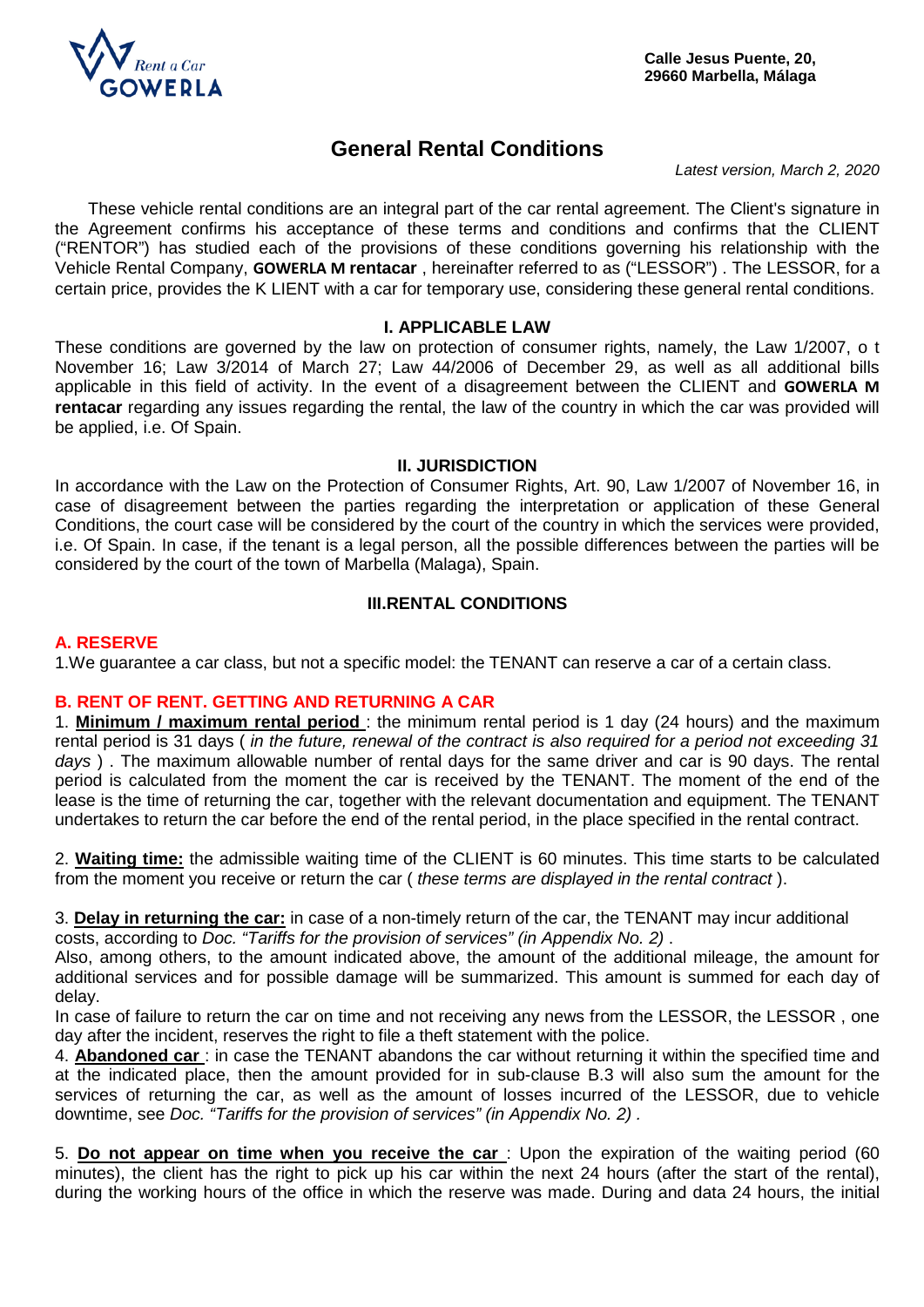Rent a Car
GOWERLA

**Calle Jesus Puente, 20,**
**29660 Marbella, Málaga**

# General Rental Conditions

*Latest version, March 2, 2020*

These vehicle rental conditions are an integral part of the car rental agreement. The Client's signature in the Agreement confirms his acceptance of these terms and conditions and confirms that the CLIENT ("RENTOR") has studied each of the provisions of these conditions governing his relationship with the Vehicle Rental Company, **GOWERLA M rentacar** , hereinafter referred to as ("LESSOR") . The LESSOR, for a certain price, provides the K LIENT with a car for temporary use, considering these general rental conditions.

## I. APPLICABLE LAW

These conditions are governed by the law on protection of consumer rights, namely, the Law 1/2007, o t November 16; Law 3/2014 of March 27; Law 44/2006 of December 29, as well as all additional bills applicable in this field of activity. In the event of a disagreement between the CLIENT and **GOWERLA M rentacar** regarding any issues regarding the rental, the law of the country in which the car was provided will be applied, i.e. Of Spain.

## II. JURISDICTION

In accordance with the Law on the Protection of Consumer Rights, Art. 90, Law 1/2007 of November 16, in case of disagreement between the parties regarding the interpretation or application of these General Conditions, the court case will be considered by the court of the country in which the services were provided, i.e. Of Spain. In case, if the tenant is a legal person, all the possible differences between the parties will be considered by the court of the town of Marbella (Malaga), Spain.

## III.RENTAL CONDITIONS

### A. RESERVE

1.We guarantee a car class, but not a specific model: the TENANT can reserve a car of a certain class.

### B. RENT OF RENT. GETTING AND RETURNING A CAR

1. **Minimum / maximum rental period** : the minimum rental period is 1 day (24 hours) and the maximum rental period is 31 days ( *in the future, renewal of the contract is also required for a period not exceeding 31 days* ) . The maximum allowable number of rental days for the same driver and car is 90 days. The rental period is calculated from the moment the car is received by the TENANT. The moment of the end of the lease is the time of returning the car, together with the relevant documentation and equipment. The TENANT undertakes to return the car before the end of the rental period, in the place specified in the rental contract.

2. **Waiting time:** the admissible waiting time of the CLIENT is 60 minutes. This time starts to be calculated from the moment you receive or return the car ( *these terms are displayed in the rental contract* ).

3. **Delay in returning the car:** in case of a non-timely return of the car, the TENANT may incur additional costs, according to *Doc. "Tariffs for the provision of services" (in Appendix No. 2)* .
Also, among others, to the amount indicated above, the amount of the additional mileage, the amount for additional services and for possible damage will be summarized. This amount is summed for each day of delay.
In case of failure to return the car on time and not receiving any news from the LESSOR, the LESSOR , one day after the incident, reserves the right to file a theft statement with the police.

4. **Abandoned car** : in case the TENANT abandons the car without returning it within the specified time and at the indicated place, then the amount provided for in sub-clause B.3 will also sum the amount for the services of returning the car, as well as the amount of losses incurred of the LESSOR, due to vehicle downtime, see *Doc. "Tariffs for the provision of services" (in Appendix No. 2)* .

5. **Do not appear on time when you receive the car** : Upon the expiration of the waiting period (60 minutes), the client has the right to pick up his car within the next 24 hours (after the start of the rental), during the working hours of the office in which the reserve was made. During and data 24 hours, the initial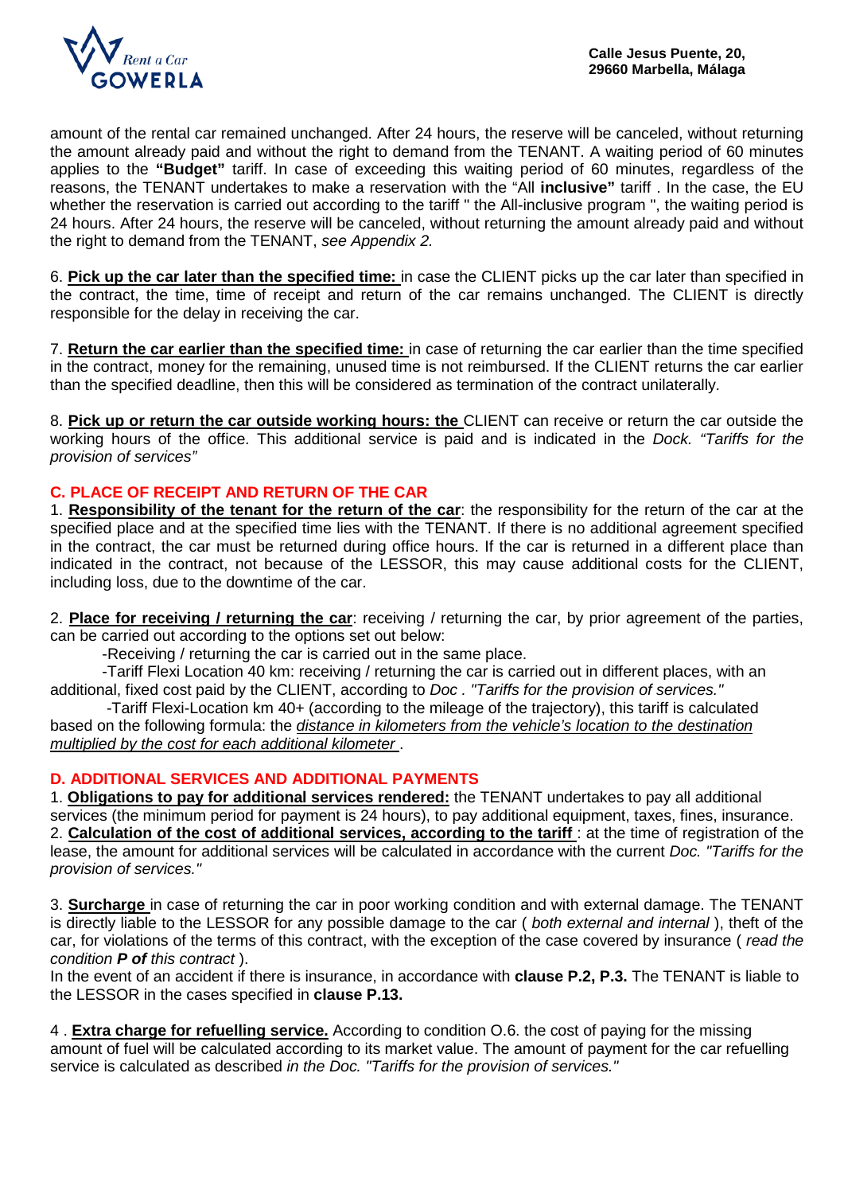amount of the rental car remained unchanged. After 24 hours, the reserve will be canceled, without returning the amount already paid and without the right to demand from the TENANT. A waiting period of 60 minutes applies to the **"Budget"** tariff. In case of exceeding this waiting period of 60 minutes, regardless of the reasons, the TENANT undertakes to make a reservation with the "All **inclusive"** tariff . In the case, the EU whether the reservation is carried out according to the tariff " the All-inclusive program ", the waiting period is 24 hours. After 24 hours, the reserve will be canceled, without returning the amount already paid and without the right to demand from the TENANT, *see Appendix 2.*

6. **Pick up the car later than the specified time:** in case the CLIENT picks up the car later than specified in the contract, the time, time of receipt and return of the car remains unchanged. The CLIENT is directly responsible for the delay in receiving the car.

7. **Return the car earlier than the specified time:** in case of returning the car earlier than the time specified in the contract, money for the remaining, unused time is not reimbursed. If the CLIENT returns the car earlier than the specified deadline, then this will be considered as termination of the contract unilaterally.

8. **Pick up or return the car outside working hours: the** CLIENT can receive or return the car outside the working hours of the office. This additional service is paid and is indicated in the *Dock. "Tariffs for the provision of services"*

## C. PLACE OF RECEIPT AND RETURN OF THE CAR

1. **Responsibility of the tenant for the return of the car**: the responsibility for the return of the car at the specified place and at the specified time lies with the TENANT. If there is no additional agreement specified in the contract, the car must be returned during office hours. If the car is returned in a different place than indicated in the contract, not because of the LESSOR, this may cause additional costs for the CLIENT, including loss, due to the downtime of the car.

2. **Place for receiving / returning the car**: receiving / returning the car, by prior agreement of the parties, can be carried out according to the options set out below:

-Receiving / returning the car is carried out in the same place.

-Tariff Flexi Location 40 km: receiving / returning the car is carried out in different places, with an additional, fixed cost paid by the CLIENT, according to *Doc . "Tariffs for the provision of services."*

-Tariff Flexi-Location km 40+ (according to the mileage of the trajectory), this tariff is calculated based on the following formula: the *distance in kilometers from the vehicle's location to the destination multiplied by the cost for each additional kilometer* .

## D. ADDITIONAL SERVICES AND ADDITIONAL PAYMENTS

1. **Obligations to pay for additional services rendered:** the TENANT undertakes to pay all additional services (the minimum period for payment is 24 hours), to pay additional equipment, taxes, fines, insurance.
2. **Calculation of the cost of additional services, according to the tariff** : at the time of registration of the lease, the amount for additional services will be calculated in accordance with the current *Doc. "Tariffs for the provision of services."*

3. **Surcharge** in case of returning the car in poor working condition and with external damage. The TENANT is directly liable to the LESSOR for any possible damage to the car ( *both external and internal* ), theft of the car, for violations of the terms of this contract, with the exception of the case covered by insurance ( *read the condition **P of** this contract* ).
In the event of an accident if there is insurance, in accordance with **clause P.2, P.3.** The TENANT is liable to the LESSOR in the cases specified in **clause P.13.**

4 . **Extra charge for refuelling service.** According to condition O.6. the cost of paying for the missing amount of fuel will be calculated according to its market value. The amount of payment for the car refuelling service is calculated as described *in the Doc. "Tariffs for the provision of services."*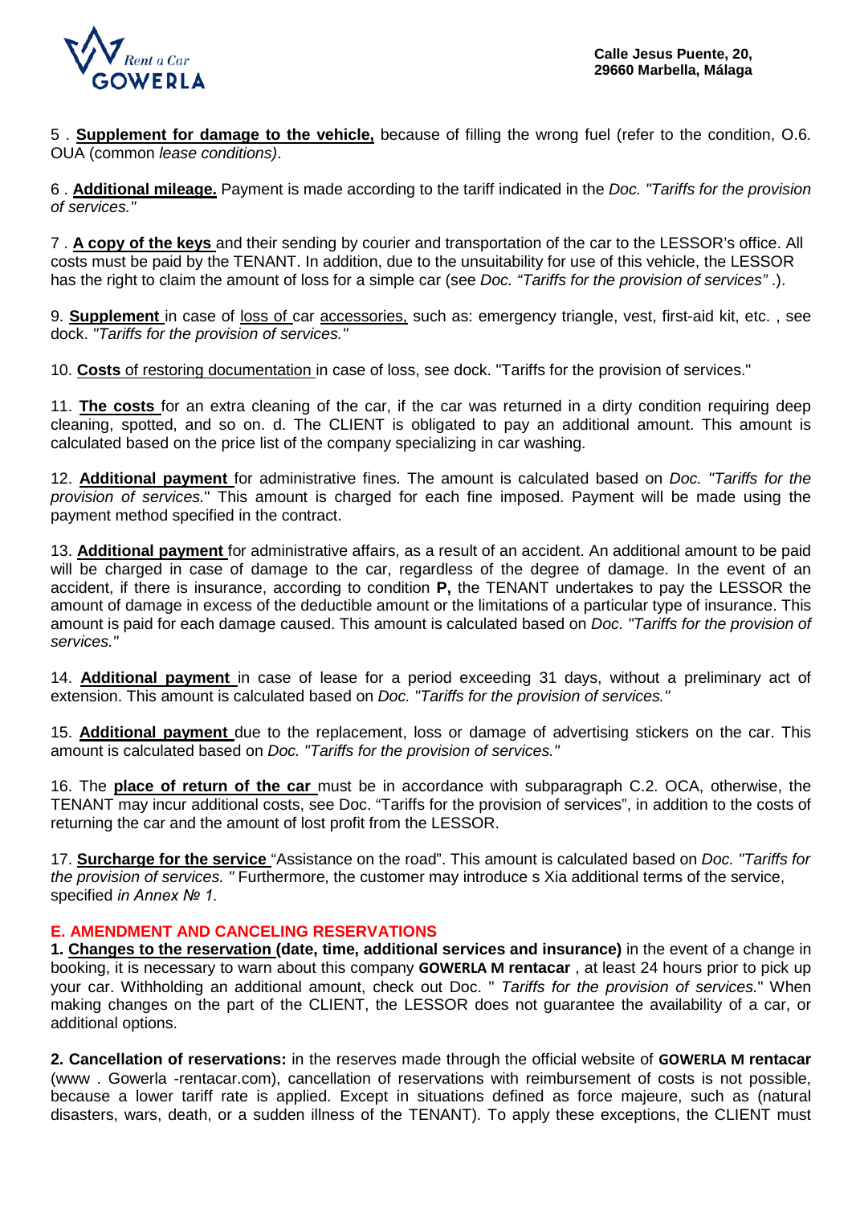5 . **Supplement for damage to the vehicle,** because of filling the wrong fuel (refer to the condition, O.6. OUA (common *lease conditions)*.

6 . **Additional mileage.** Payment is made according to the tariff indicated in the *Doc. "Tariffs for the provision of services."*

7 . **A copy of the keys** and their sending by courier and transportation of the car to the LESSOR's office. All costs must be paid by the TENANT. In addition, due to the unsuitability for use of this vehicle, the LESSOR has the right to claim the amount of loss for a simple car (see *Doc. "Tariffs for the provision of services"* .).

9. **Supplement** in case of loss of car accessories, such as: emergency triangle, vest, first-aid kit, etc. , see dock. *"Tariffs for the provision of services."*

10. **Costs** of restoring documentation in case of loss, see dock. "Tariffs for the provision of services."

11. **The costs** for an extra cleaning of the car, if the car was returned in a dirty condition requiring deep cleaning, spotted, and so on. d. The CLIENT is obligated to pay an additional amount. This amount is calculated based on the price list of the company specializing in car washing.

12. **Additional payment** for administrative fines. The amount is calculated based on *Doc. "Tariffs for the provision of services.*" This amount is charged for each fine imposed. Payment will be made using the payment method specified in the contract.

13. **Additional payment** for administrative affairs, as a result of an accident. An additional amount to be paid will be charged in case of damage to the car, regardless of the degree of damage. In the event of an accident, if there is insurance, according to condition **P,** the TENANT undertakes to pay the LESSOR the amount of damage in excess of the deductible amount or the limitations of a particular type of insurance. This amount is paid for each damage caused. This amount is calculated based on *Doc. "Tariffs for the provision of services."*

14. **Additional payment** in case of lease for a period exceeding 31 days, without a preliminary act of extension. This amount is calculated based on *Doc. "Tariffs for the provision of services."*

15. **Additional payment** due to the replacement, loss or damage of advertising stickers on the car. This amount is calculated based on *Doc. "Tariffs for the provision of services."*

16. The **place of return of the car** must be in accordance with subparagraph C.2. OCA, otherwise, the TENANT may incur additional costs, see Doc. "Tariffs for the provision of services", in addition to the costs of returning the car and the amount of lost profit from the LESSOR.

17. **Surcharge for the service** "Assistance on the road". This amount is calculated based on *Doc. "Tariffs for the provision of services. "* Furthermore, the customer may introduce s Xia additional terms of the service, specified *in Annex № 1.*

## E. AMENDMENT AND CANCELING RESERVATIONS

**1. Changes to the reservation (date, time, additional services and insurance)** in the event of a change in booking, it is necessary to warn about this company **GOWERLA M rentacar** , at least 24 hours prior to pick up your car. Withholding an additional amount, check out Doc. " *Tariffs for the provision of services.*" When making changes on the part of the CLIENT, the LESSOR does not guarantee the availability of a car, or additional options.

**2. Cancellation of reservations:** in the reserves made through the official website of **GOWERLA M rentacar** (www . Gowerla -rentacar.com), cancellation of reservations with reimbursement of costs is not possible, because a lower tariff rate is applied. Except in situations defined as force majeure, such as (natural disasters, wars, death, or a sudden illness of the TENANT). To apply these exceptions, the CLIENT must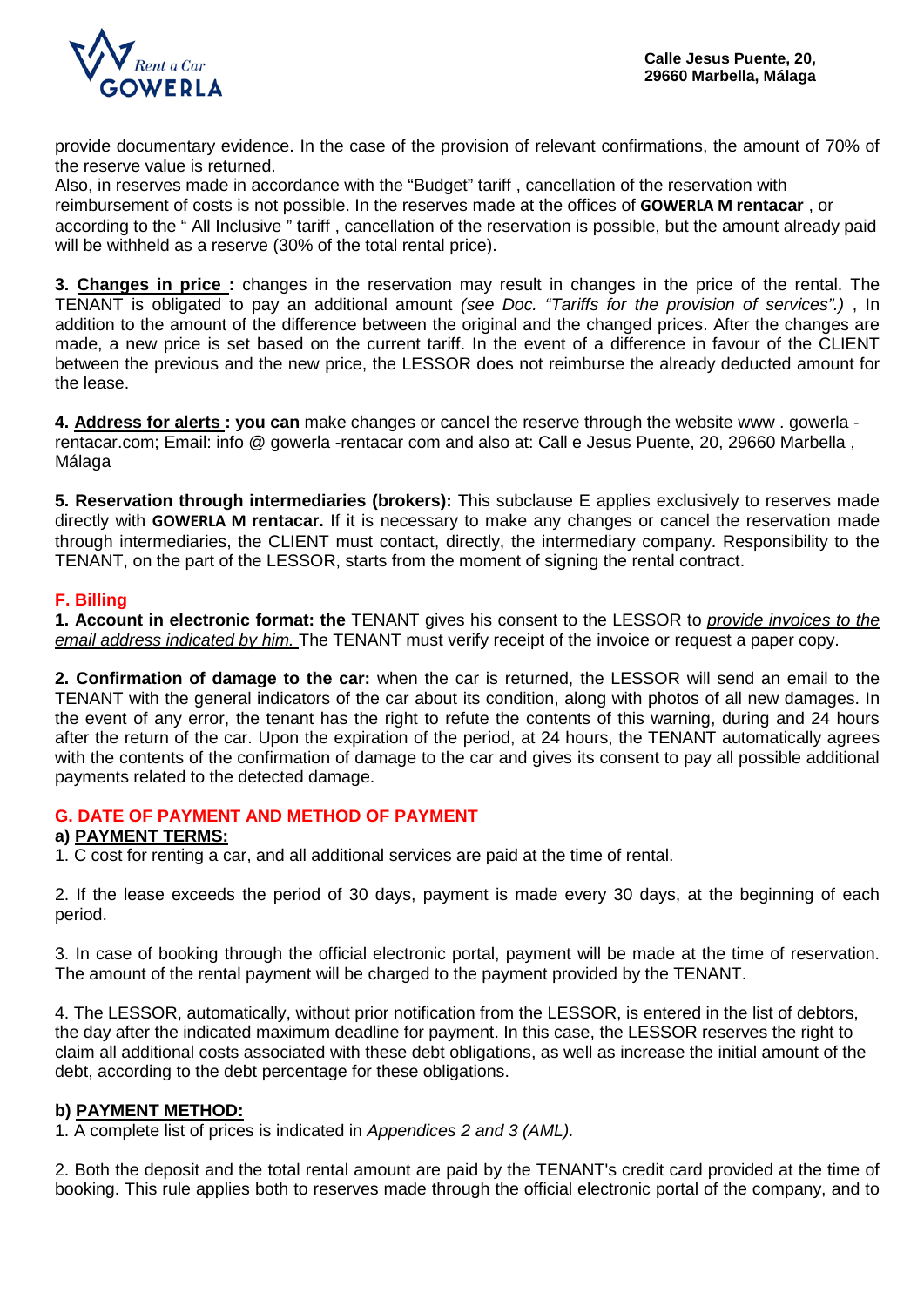provide documentary evidence. In the case of the provision of relevant confirmations, the amount of 70% of the reserve value is returned.
Also, in reserves made in accordance with the "Budget" tariff , cancellation of the reservation with reimbursement of costs is not possible. In the reserves made at the offices of **GOWERLA M rentacar** , or according to the " All Inclusive " tariff , cancellation of the reservation is possible, but the amount already paid will be withheld as a reserve (30% of the total rental price).

**3. <u>Changes in price</u> :** changes in the reservation may result in changes in the price of the rental. The TENANT is obligated to pay an additional amount *(see Doc. "Tariffs for the provision of services".)* , In addition to the amount of the difference between the original and the changed prices. After the changes are made, a new price is set based on the current tariff. In the event of a difference in favour of the CLIENT between the previous and the new price, the LESSOR does not reimburse the already deducted amount for the lease.

**4. <u>Address for alerts</u> : you can** make changes or cancel the reserve through the website www . gowerla - rentacar.com; Email: info @ gowerla -rentacar com and also at: Call e Jesus Puente, 20, 29660 Marbella , Málaga

**5. Reservation through intermediaries (brokers):** This subclause E applies exclusively to reserves made directly with **GOWERLA M rentacar.** If it is necessary to make any changes or cancel the reservation made through intermediaries, the CLIENT must contact, directly, the intermediary company. Responsibility to the TENANT, on the part of the LESSOR, starts from the moment of signing the rental contract.

## F. Billing

**1. Account in electronic format: the** TENANT gives his consent to the LESSOR to *<u>provide invoices to the email address indicated by him.</u>* The TENANT must verify receipt of the invoice or request a paper copy.

**2. Confirmation of damage to the car:** when the car is returned, the LESSOR will send an email to the TENANT with the general indicators of the car about its condition, along with photos of all new damages. In the event of any error, the tenant has the right to refute the contents of this warning, during and 24 hours after the return of the car. Upon the expiration of the period, at 24 hours, the TENANT automatically agrees with the contents of the confirmation of damage to the car and gives its consent to pay all possible additional payments related to the detected damage.

## G. DATE OF PAYMENT AND METHOD OF PAYMENT

**a) <u>PAYMENT TERMS:</u>**

1. C cost for renting a car, and all additional services are paid at the time of rental.

2. If the lease exceeds the period of 30 days, payment is made every 30 days, at the beginning of each period.

3. In case of booking through the official electronic portal, payment will be made at the time of reservation. The amount of the rental payment will be charged to the payment provided by the TENANT.

4. The LESSOR, automatically, without prior notification from the LESSOR, is entered in the list of debtors, the day after the indicated maximum deadline for payment. In this case, the LESSOR reserves the right to claim all additional costs associated with these debt obligations, as well as increase the initial amount of the debt, according to the debt percentage for these obligations.

**b) <u>PAYMENT METHOD:</u>**

1. A complete list of prices is indicated in *Appendices 2 and 3 (AML).*

2. Both the deposit and the total rental amount are paid by the TENANT's credit card provided at the time of booking. This rule applies both to reserves made through the official electronic portal of the company, and to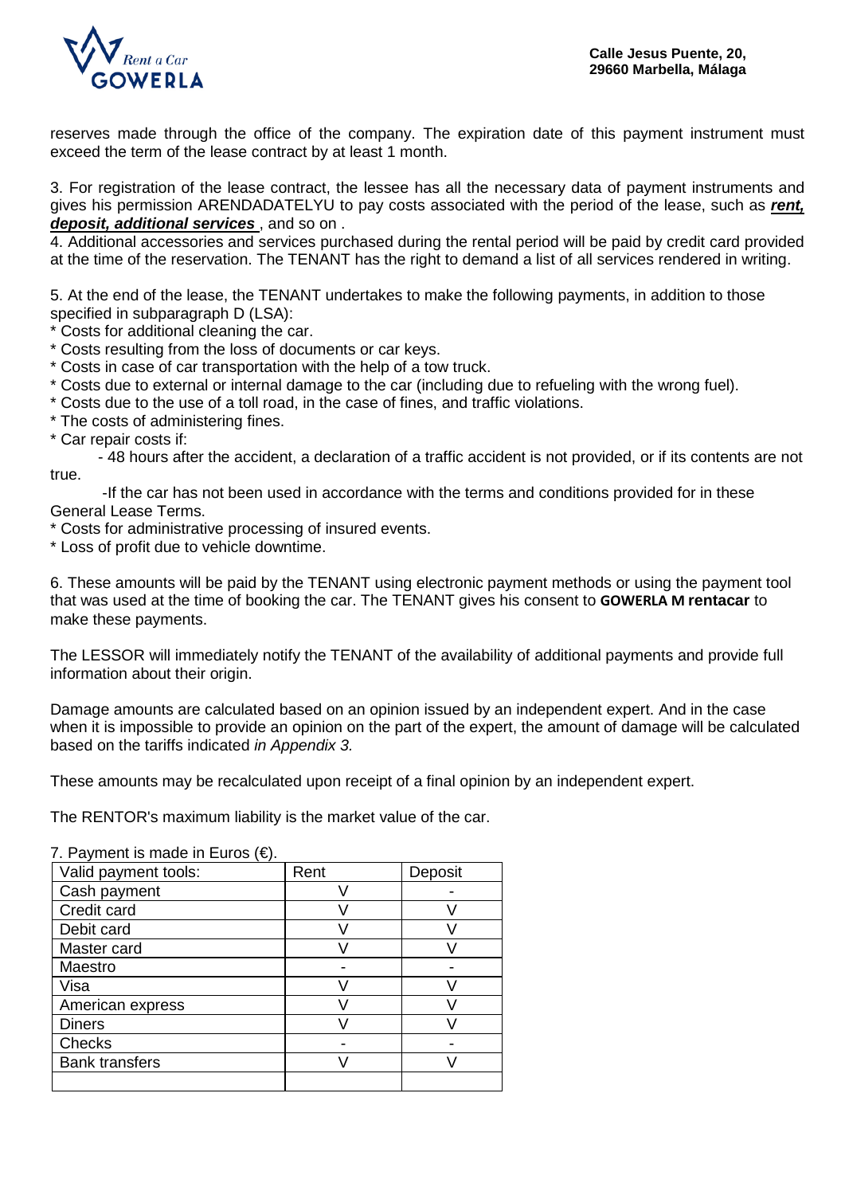reserves made through the office of the company. The expiration date of this payment instrument must exceed the term of the lease contract by at least 1 month.

3. For registration of the lease contract, the lessee has all the necessary data of payment instruments and gives his permission ARENDADATELYU to pay costs associated with the period of the lease, such as ***rent, deposit, additional services*** , and so on .

4. Additional accessories and services purchased during the rental period will be paid by credit card provided at the time of the reservation. The TENANT has the right to demand a list of all services rendered in writing.

5. At the end of the lease, the TENANT undertakes to make the following payments, in addition to those specified in subparagraph D (LSA):

* Costs for additional cleaning the car.
* Costs resulting from the loss of documents or car keys.
* Costs in case of car transportation with the help of a tow truck.
* Costs due to external or internal damage to the car (including due to refueling with the wrong fuel).
* Costs due to the use of a toll road, in the case of fines, and traffic violations.
* The costs of administering fines.
* Car repair costs if:
  - 48 hours after the accident, a declaration of a traffic accident is not provided, or if its contents are not true.
  - If the car has not been used in accordance with the terms and conditions provided for in these General Lease Terms.
* Costs for administrative processing of insured events.
* Loss of profit due to vehicle downtime.

6. These amounts will be paid by the TENANT using electronic payment methods or using the payment tool that was used at the time of booking the car. The TENANT gives his consent to **GOWERLA M rentacar** to make these payments.

The LESSOR will immediately notify the TENANT of the availability of additional payments and provide full information about their origin.

Damage amounts are calculated based on an opinion issued by an independent expert. And in the case when it is impossible to provide an opinion on the part of the expert, the amount of damage will be calculated based on the tariffs indicated *in Appendix 3.*

These amounts may be recalculated upon receipt of a final opinion by an independent expert.

The RENTOR's maximum liability is the market value of the car.

7. Payment is made in Euros (€).

| Valid payment tools: | Rent | Deposit |
|---|---|---|
| Cash payment | V | - |
| Credit card | V | V |
| Debit card | V | V |
| Master card | V | V |
| Maestro | - | - |
| Visa | V | V |
| American express | V | V |
| Diners | V | V |
| Checks | - | - |
| Bank transfers | V | V |
| | | |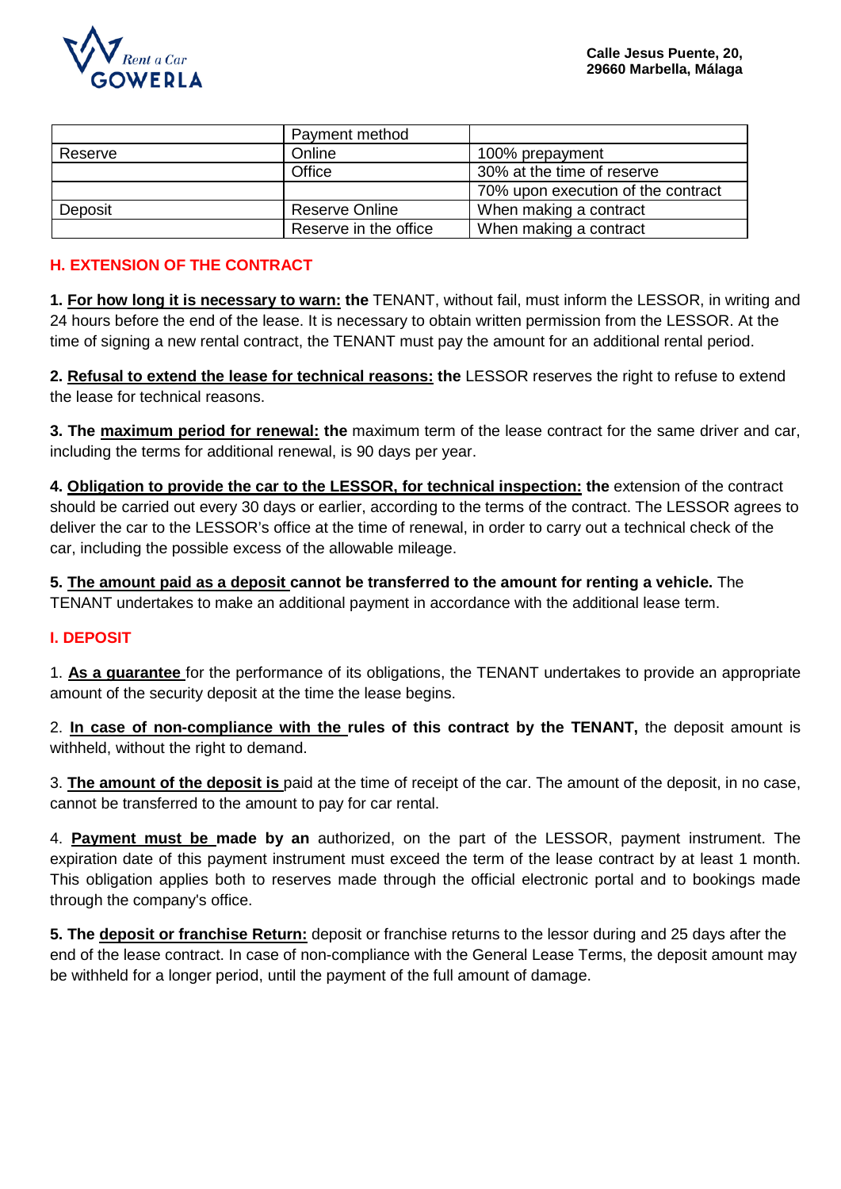|  | Payment method |  |
|---|---|---|
| Reserve | Online | 100% prepayment |
|  | Office | 30% at the time of reserve |
|  |  | 70% upon execution of the contract |
| Deposit | Reserve Online | When making a contract |
|  | Reserve in the office | When making a contract |

## H. EXTENSION OF THE CONTRACT

**1. For how long it is necessary to warn: the** TENANT, without fail, must inform the LESSOR, in writing and 24 hours before the end of the lease. It is necessary to obtain written permission from the LESSOR. At the time of signing a new rental contract, the TENANT must pay the amount for an additional rental period.

**2. Refusal to extend the lease for technical reasons: the** LESSOR reserves the right to refuse to extend the lease for technical reasons.

**3. The maximum period for renewal: the** maximum term of the lease contract for the same driver and car, including the terms for additional renewal, is 90 days per year.

**4. Obligation to provide the car to the LESSOR, for technical inspection: the** extension of the contract should be carried out every 30 days or earlier, according to the terms of the contract. The LESSOR agrees to deliver the car to the LESSOR's office at the time of renewal, in order to carry out a technical check of the car, including the possible excess of the allowable mileage.

**5. The amount paid as a deposit cannot be transferred to the amount for renting a vehicle.** The TENANT undertakes to make an additional payment in accordance with the additional lease term.

## I. DEPOSIT

1. **As a guarantee** for the performance of its obligations, the TENANT undertakes to provide an appropriate amount of the security deposit at the time the lease begins.

2. **In case of non-compliance with the rules of this contract by the TENANT,** the deposit amount is withheld, without the right to demand.

3. **The amount of the deposit is** paid at the time of receipt of the car. The amount of the deposit, in no case, cannot be transferred to the amount to pay for car rental.

4. **Payment must be made by an** authorized, on the part of the LESSOR, payment instrument. The expiration date of this payment instrument must exceed the term of the lease contract by at least 1 month. This obligation applies both to reserves made through the official electronic portal and to bookings made through the company's office.

**5. The deposit or franchise Return:** deposit or franchise returns to the lessor during and 25 days after the end of the lease contract. In case of non-compliance with the General Lease Terms, the deposit amount may be withheld for a longer period, until the payment of the full amount of damage.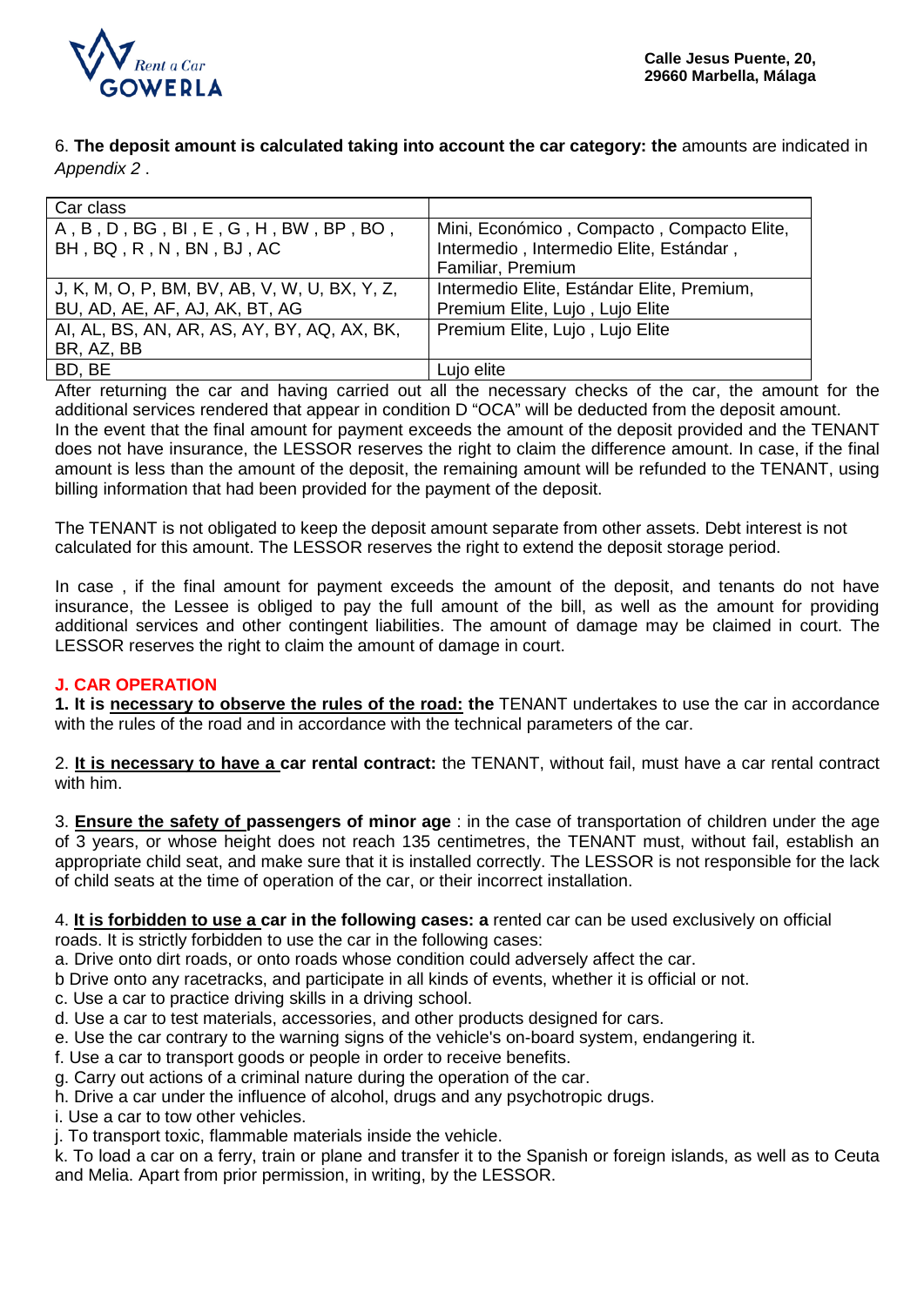6. **The deposit amount is calculated taking into account the car category: the** amounts are indicated in *Appendix 2* .

| Car class | |
|---|---|
| A , B , D , BG , BI , E , G , H , BW , BP , BO , BH , BQ , R , N , BN , BJ , AC | Mini, Económico , Compacto , Compacto Elite, Intermedio , Intermedio Elite, Estándar , Familiar, Premium |
| J, K, M, O, P, BM, BV, AB, V, W, U, BX, Y, Z, BU, AD, AE, AF, AJ, AK, BT, AG | Intermedio Elite, Estándar Elite, Premium, Premium Elite, Lujo , Lujo Elite |
| AI, AL, BS, AN, AR, AS, AY, BY, AQ, AX, BK, BR, AZ, BB | Premium Elite, Lujo , Lujo Elite |
| BD, BE | Lujo elite |

After returning the car and having carried out all the necessary checks of the car, the amount for the additional services rendered that appear in condition D "OCA" will be deducted from the deposit amount. In the event that the final amount for payment exceeds the amount of the deposit provided and the TENANT does not have insurance, the LESSOR reserves the right to claim the difference amount. In case, if the final amount is less than the amount of the deposit, the remaining amount will be refunded to the TENANT, using billing information that had been provided for the payment of the deposit.

The TENANT is not obligated to keep the deposit amount separate from other assets. Debt interest is not calculated for this amount. The LESSOR reserves the right to extend the deposit storage period.

In case , if the final amount for payment exceeds the amount of the deposit, and tenants do not have insurance, the Lessee is obliged to pay the full amount of the bill, as well as the amount for providing additional services and other contingent liabilities. The amount of damage may be claimed in court. The LESSOR reserves the right to claim the amount of damage in court.

## J. CAR OPERATION

**1. It is necessary to observe the rules of the road: the** TENANT undertakes to use the car in accordance with the rules of the road and in accordance with the technical parameters of the car.

2. **It is necessary to have a car rental contract:** the TENANT, without fail, must have a car rental contract with him.

3. **Ensure the safety of passengers of minor age** : in the case of transportation of children under the age of 3 years, or whose height does not reach 135 centimetres, the TENANT must, without fail, establish an appropriate child seat, and make sure that it is installed correctly. The LESSOR is not responsible for the lack of child seats at the time of operation of the car, or their incorrect installation.

4. **It is forbidden to use a car in the following cases: a** rented car can be used exclusively on official roads. It is strictly forbidden to use the car in the following cases:

a. Drive onto dirt roads, or onto roads whose condition could adversely affect the car.
b Drive onto any racetracks, and participate in all kinds of events, whether it is official or not.
c. Use a car to practice driving skills in a driving school.
d. Use a car to test materials, accessories, and other products designed for cars.
e. Use the car contrary to the warning signs of the vehicle's on-board system, endangering it.
f. Use a car to transport goods or people in order to receive benefits.
g. Carry out actions of a criminal nature during the operation of the car.
h. Drive a car under the influence of alcohol, drugs and any psychotropic drugs.
i. Use a car to tow other vehicles.
j. To transport toxic, flammable materials inside the vehicle.
k. To load a car on a ferry, train or plane and transfer it to the Spanish or foreign islands, as well as to Ceuta and Melia. Apart from prior permission, in writing, by the LESSOR.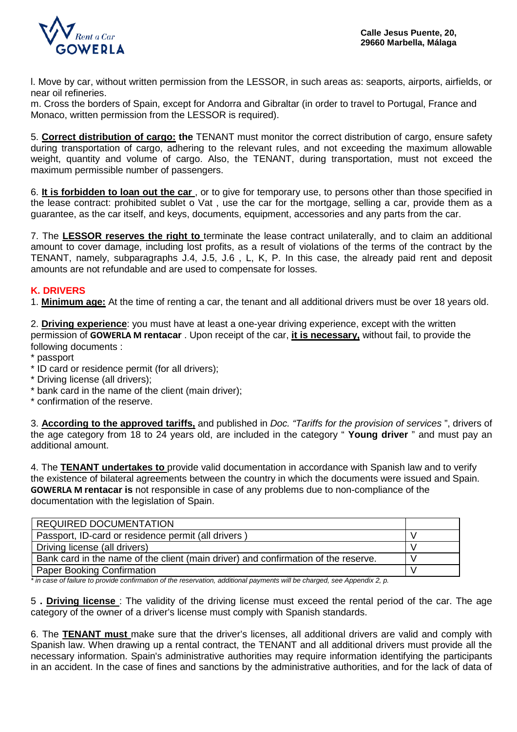l. Move by car, without written permission from the LESSOR, in such areas as: seaports, airports, airfields, or near oil refineries.
m. Cross the borders of Spain, except for Andorra and Gibraltar (in order to travel to Portugal, France and Monaco, written permission from the LESSOR is required).

5. **Correct distribution of cargo: the** TENANT must monitor the correct distribution of cargo, ensure safety during transportation of cargo, adhering to the relevant rules, and not exceeding the maximum allowable weight, quantity and volume of cargo. Also, the TENANT, during transportation, must not exceed the maximum permissible number of passengers.

6. **It is forbidden to loan out the car** , or to give for temporary use, to persons other than those specified in the lease contract: prohibited sublet o Vat , use the car for the mortgage, selling a car, provide them as a guarantee, as the car itself, and keys, documents, equipment, accessories and any parts from the car.

7. The **LESSOR reserves the right to** terminate the lease contract unilaterally, and to claim an additional amount to cover damage, including lost profits, as a result of violations of the terms of the contract by the TENANT, namely, subparagraphs J.4, J.5, J.6 , L, K, P. In this case, the already paid rent and deposit amounts are not refundable and are used to compensate for losses.

## K. DRIVERS

1. **Minimum age:** At the time of renting a car, the tenant and all additional drivers must be over 18 years old.

2. **Driving experience**: you must have at least a one-year driving experience, except with the written permission of **GOWERLA M rentacar** . Upon receipt of the car, **it is necessary,** without fail, to provide the following documents :
* passport
* ID card or residence permit (for all drivers);
* Driving license (all drivers);
* bank card in the name of the client (main driver);
* confirmation of the reserve.

3. **According to the approved tariffs,** and published in *Doc. "Tariffs for the provision of services* ", drivers of the age category from 18 to 24 years old, are included in the category " **Young driver** " and must pay an additional amount.

4. The **TENANT undertakes to** provide valid documentation in accordance with Spanish law and to verify the existence of bilateral agreements between the country in which the documents were issued and Spain. **GOWERLA M rentacar is** not responsible in case of any problems due to non-compliance of the documentation with the legislation of Spain.

| REQUIRED DOCUMENTATION | |
|---|---|
| Passport, ID-card or residence permit (all drivers ) | V |
| Driving license (all drivers) | V |
| Bank card in the name of the client (main driver) and confirmation of the reserve. | V |
| Paper Booking Confirmation | V |

*\* in case of failure to provide confirmation of the reservation, additional payments will be charged, see Appendix 2, p.*

5 **. Driving license** : The validity of the driving license must exceed the rental period of the car. The age category of the owner of a driver's license must comply with Spanish standards.

6. The **TENANT must** make sure that the driver's licenses, all additional drivers are valid and comply with Spanish law. When drawing up a rental contract, the TENANT and all additional drivers must provide all the necessary information. Spain's administrative authorities may require information identifying the participants in an accident. In the case of fines and sanctions by the administrative authorities, and for the lack of data of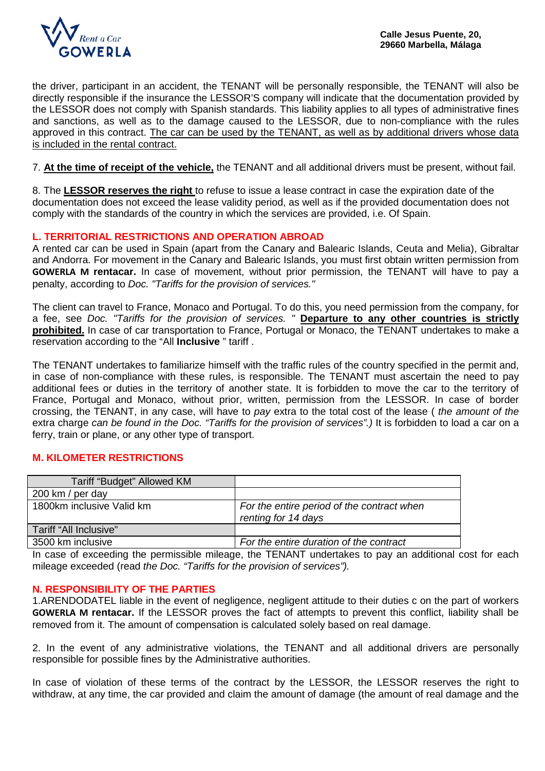the driver, participant in an accident, the TENANT will be personally responsible, the TENANT will also be directly responsible if the insurance the LESSOR'S company will indicate that the documentation provided by the LESSOR does not comply with Spanish standards. This liability applies to all types of administrative fines and sanctions, as well as to the damage caused to the LESSOR, due to non-compliance with the rules approved in this contract. The car can be used by the TENANT, as well as by additional drivers whose data is included in the rental contract.

7. **At the time of receipt of the vehicle,** the TENANT and all additional drivers must be present, without fail.

8. The **LESSOR reserves the right** to refuse to issue a lease contract in case the expiration date of the documentation does not exceed the lease validity period, as well as if the provided documentation does not comply with the standards of the country in which the services are provided, i.e. Of Spain.

## L. TERRITORIAL RESTRICTIONS AND OPERATION ABROAD

A rented car can be used in Spain (apart from the Canary and Balearic Islands, Ceuta and Melia), Gibraltar and Andorra. For movement in the Canary and Balearic Islands, you must first obtain written permission from **GOWERLA M rentacar.** In case of movement, without prior permission, the TENANT will have to pay a penalty, according to *Doc. "Tariffs for the provision of services."*

The client can travel to France, Monaco and Portugal. To do this, you need permission from the company, for a fee, see *Doc. "Tariffs for the provision of services. "* **Departure to any other countries is strictly prohibited.** In case of car transportation to France, Portugal or Monaco, the TENANT undertakes to make a reservation according to the "All **Inclusive** " tariff .

The TENANT undertakes to familiarize himself with the traffic rules of the country specified in the permit and, in case of non-compliance with these rules, is responsible. The TENANT must ascertain the need to pay additional fees or duties in the territory of another state. It is forbidden to move the car to the territory of France, Portugal and Monaco, without prior, written, permission from the LESSOR. In case of border crossing, the TENANT, in any case, will have to *pay* extra to the total cost of the lease ( *the amount of the* extra charge *can be found in the Doc. "Tariffs for the provision of services".)* It is forbidden to load a car on a ferry, train or plane, or any other type of transport.

## M. KILOMETER RESTRICTIONS

| Tariff "Budget" Allowed KM | |
|---|---|
| 200 km / per day | |
| 1800km inclusive Valid km | *For the entire period of the contract when renting for 14 days* |
| Tariff "All Inclusive" | |
| 3500 km inclusive | *For the entire duration of the contract* |

In case of exceeding the permissible mileage, the TENANT undertakes to pay an additional cost for each mileage exceeded (read *the Doc. "Tariffs for the provision of services").*

## N. RESPONSIBILITY OF THE PARTIES

1.ARENDODATEL liable in the event of negligence, negligent attitude to their duties c on the part of workers **GOWERLA M rentacar.** If the LESSOR proves the fact of attempts to prevent this conflict, liability shall be removed from it. The amount of compensation is calculated solely based on real damage.

2. In the event of any administrative violations, the TENANT and all additional drivers are personally responsible for possible fines by the Administrative authorities.

In case of violation of these terms of the contract by the LESSOR, the LESSOR reserves the right to withdraw, at any time, the car provided and claim the amount of damage (the amount of real damage and the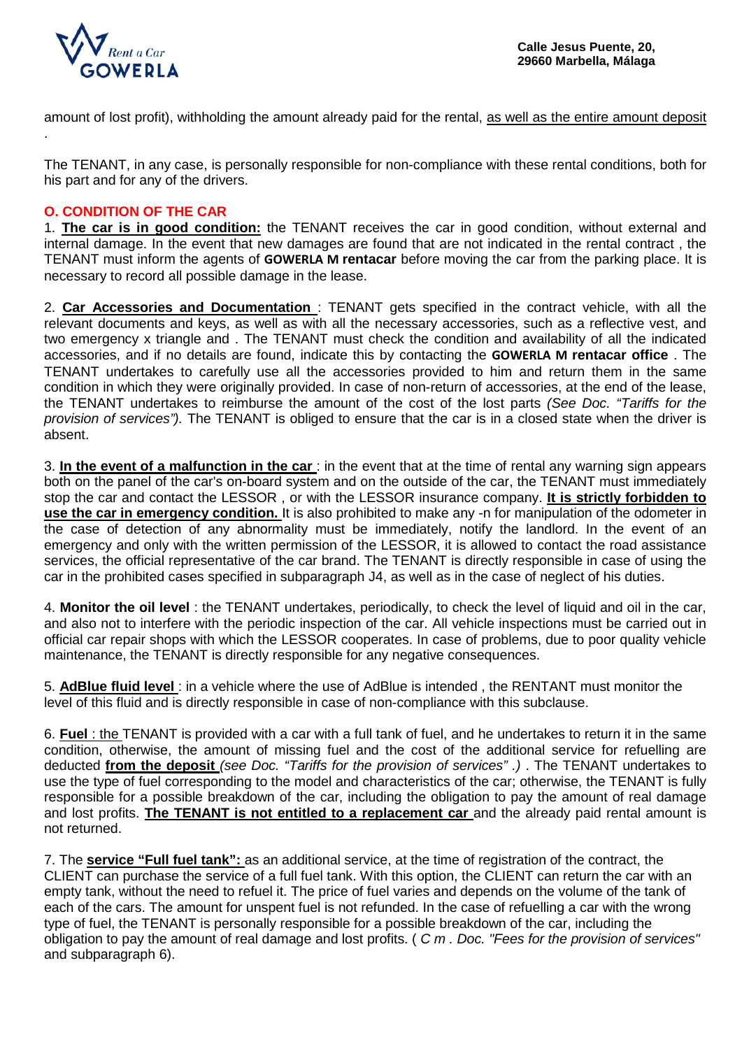amount of lost profit), withholding the amount already paid for the rental, as well as the entire amount deposit .

The TENANT, in any case, is personally responsible for non-compliance with these rental conditions, both for his part and for any of the drivers.

## O. CONDITION OF THE CAR

1. **The car is in good condition:** the TENANT receives the car in good condition, without external and internal damage. In the event that new damages are found that are not indicated in the rental contract , the TENANT must inform the agents of **GOWERLA M rentacar** before moving the car from the parking place. It is necessary to record all possible damage in the lease.

2. **Car Accessories and Documentation** : TENANT gets specified in the contract vehicle, with all the relevant documents and keys, as well as with all the necessary accessories, such as a reflective vest, and two emergency x triangle and . The TENANT must check the condition and availability of all the indicated accessories, and if no details are found, indicate this by contacting the **GOWERLA M rentacar office** . The TENANT undertakes to carefully use all the accessories provided to him and return them in the same condition in which they were originally provided. In case of non-return of accessories, at the end of the lease, the TENANT undertakes to reimburse the amount of the cost of the lost parts *(See Doc. "Tariffs for the provision of services")*. The TENANT is obliged to ensure that the car is in a closed state when the driver is absent.

3. **In the event of a malfunction in the car** : in the event that at the time of rental any warning sign appears both on the panel of the car's on-board system and on the outside of the car, the TENANT must immediately stop the car and contact the LESSOR , or with the LESSOR insurance company. **It is strictly forbidden to use the car in emergency condition.** It is also prohibited to make any -n for manipulation of the odometer in the case of detection of any abnormality must be immediately, notify the landlord. In the event of an emergency and only with the written permission of the LESSOR, it is allowed to contact the road assistance services, the official representative of the car brand. The TENANT is directly responsible in case of using the car in the prohibited cases specified in subparagraph J4, as well as in the case of neglect of his duties.

4. **Monitor the oil level** : the TENANT undertakes, periodically, to check the level of liquid and oil in the car, and also not to interfere with the periodic inspection of the car. All vehicle inspections must be carried out in official car repair shops with which the LESSOR cooperates. In case of problems, due to poor quality vehicle maintenance, the TENANT is directly responsible for any negative consequences.

5. **AdBlue fluid level** : in a vehicle where the use of AdBlue is intended , the RENTANT must monitor the level of this fluid and is directly responsible in case of non-compliance with this subclause.

6. **Fuel** : the TENANT is provided with a car with a full tank of fuel, and he undertakes to return it in the same condition, otherwise, the amount of missing fuel and the cost of the additional service for refuelling are deducted **from the deposit** *(see Doc. "Tariffs for the provision of services" .)* . The TENANT undertakes to use the type of fuel corresponding to the model and characteristics of the car; otherwise, the TENANT is fully responsible for a possible breakdown of the car, including the obligation to pay the amount of real damage and lost profits. **The TENANT is not entitled to a replacement car** and the already paid rental amount is not returned.

7. The **service "Full fuel tank":** as an additional service, at the time of registration of the contract, the CLIENT can purchase the service of a full fuel tank. With this option, the CLIENT can return the car with an empty tank, without the need to refuel it. The price of fuel varies and depends on the volume of the tank of each of the cars. The amount for unspent fuel is not refunded. In the case of refuelling a car with the wrong type of fuel, the TENANT is personally responsible for a possible breakdown of the car, including the obligation to pay the amount of real damage and lost profits. ( *C m . Doc. "Fees for the provision of services"* and subparagraph 6).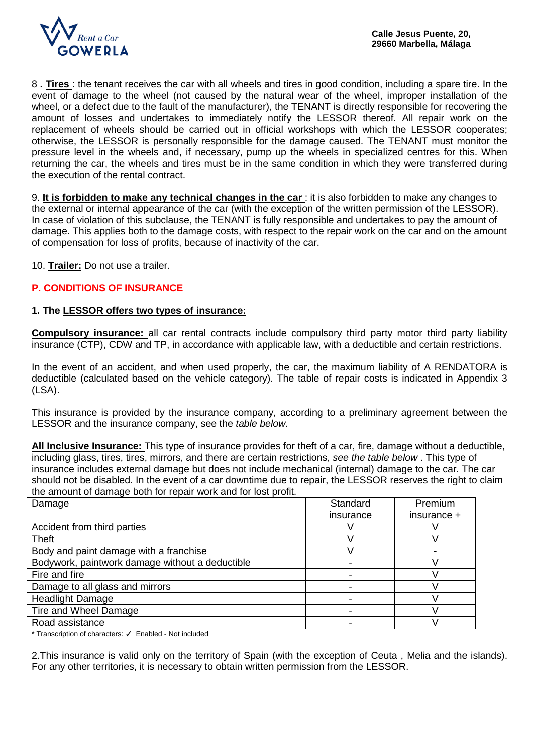8 **. Tires** : the tenant receives the car with all wheels and tires in good condition, including a spare tire. In the event of damage to the wheel (not caused by the natural wear of the wheel, improper installation of the wheel, or a defect due to the fault of the manufacturer), the TENANT is directly responsible for recovering the amount of losses and undertakes to immediately notify the LESSOR thereof. All repair work on the replacement of wheels should be carried out in official workshops with which the LESSOR cooperates; otherwise, the LESSOR is personally responsible for the damage caused. The TENANT must monitor the pressure level in the wheels and, if necessary, pump up the wheels in specialized centres for this. When returning the car, the wheels and tires must be in the same condition in which they were transferred during the execution of the rental contract.

9. **It is forbidden to make any technical changes in the car** : it is also forbidden to make any changes to the external or internal appearance of the car (with the exception of the written permission of the LESSOR). In case of violation of this subclause, the TENANT is fully responsible and undertakes to pay the amount of damage. This applies both to the damage costs, with respect to the repair work on the car and on the amount of compensation for loss of profits, because of inactivity of the car.

10. **Trailer:** Do not use a trailer.

## P. CONDITIONS OF INSURANCE

**1. The LESSOR offers two types of insurance:**

**Compulsory insurance:** all car rental contracts include compulsory third party motor third party liability insurance (CTP), CDW and TP, in accordance with applicable law, with a deductible and certain restrictions.

In the event of an accident, and when used properly, the car, the maximum liability of A RENDATORA is deductible (calculated based on the vehicle category). The table of repair costs is indicated in Appendix 3 (LSA).

This insurance is provided by the insurance company, according to a preliminary agreement between the LESSOR and the insurance company, see the *table below.*

**All Inclusive Insurance:** This type of insurance provides for theft of a car, fire, damage without a deductible, including glass, tires, tires, mirrors, and there are certain restrictions, *see the table below* . This type of insurance includes external damage but does not include mechanical (internal) damage to the car. The car should not be disabled. In the event of a car downtime due to repair, the LESSOR reserves the right to claim the amount of damage both for repair work and for lost profit.

| Damage | Standard insurance | Premium insurance + |
|---|---|---|
| Accident from third parties | V | V |
| Theft | V | V |
| Body and paint damage with a franchise | V | - |
| Bodywork, paintwork damage without a deductible | - | V |
| Fire and fire | - | V |
| Damage to all glass and mirrors | - | V |
| Headlight Damage | - | V |
| Tire and Wheel Damage | - | V |
| Road assistance | - | V |

\* Transcription of characters: ✓ Enabled - Not included

2.This insurance is valid only on the territory of Spain (with the exception of Ceuta , Melia and the islands). For any other territories, it is necessary to obtain written permission from the LESSOR.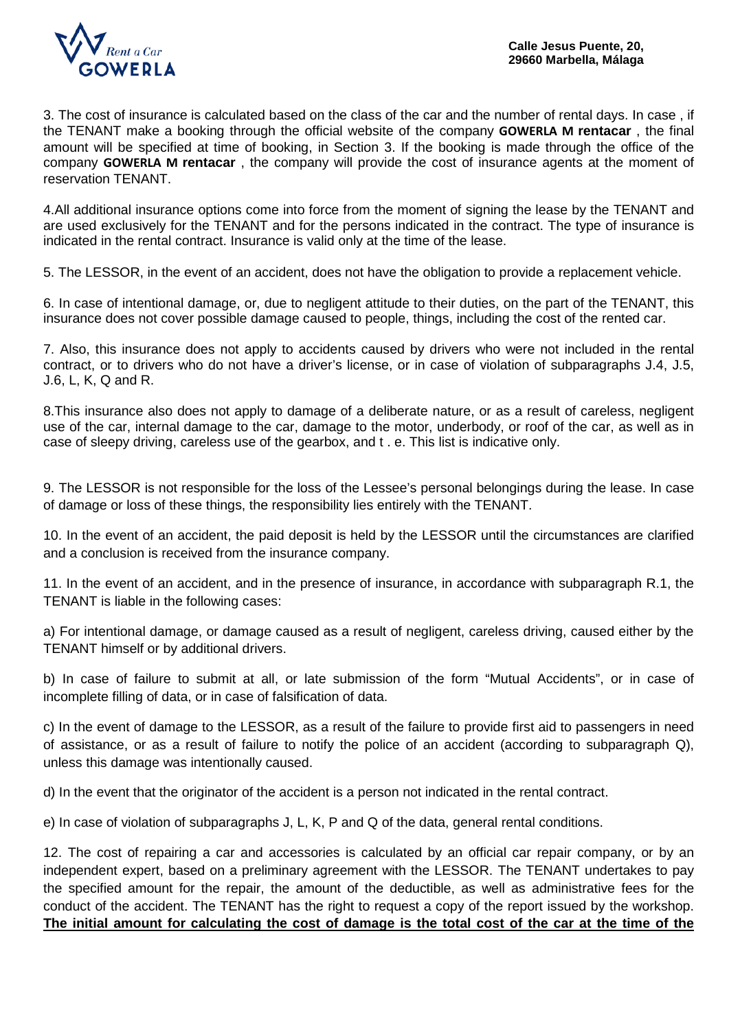3. The cost of insurance is calculated based on the class of the car and the number of rental days. In case , if the TENANT make a booking through the official website of the company **GOWERLA M rentacar** , the final amount will be specified at time of booking, in Section 3. If the booking is made through the office of the company **GOWERLA M rentacar** , the company will provide the cost of insurance agents at the moment of reservation TENANT.

4.All additional insurance options come into force from the moment of signing the lease by the TENANT and are used exclusively for the TENANT and for the persons indicated in the contract. The type of insurance is indicated in the rental contract. Insurance is valid only at the time of the lease.

5. The LESSOR, in the event of an accident, does not have the obligation to provide a replacement vehicle.

6. In case of intentional damage, or, due to negligent attitude to their duties, on the part of the TENANT, this insurance does not cover possible damage caused to people, things, including the cost of the rented car.

7. Also, this insurance does not apply to accidents caused by drivers who were not included in the rental contract, or to drivers who do not have a driver's license, or in case of violation of subparagraphs J.4, J.5, J.6, L, K, Q and R.

8.This insurance also does not apply to damage of a deliberate nature, or as a result of careless, negligent use of the car, internal damage to the car, damage to the motor, underbody, or roof of the car, as well as in case of sleepy driving, careless use of the gearbox, and t . e. This list is indicative only.

9. The LESSOR is not responsible for the loss of the Lessee's personal belongings during the lease. In case of damage or loss of these things, the responsibility lies entirely with the TENANT.

10. In the event of an accident, the paid deposit is held by the LESSOR until the circumstances are clarified and a conclusion is received from the insurance company.

11. In the event of an accident, and in the presence of insurance, in accordance with subparagraph R.1, the TENANT is liable in the following cases:

a) For intentional damage, or damage caused as a result of negligent, careless driving, caused either by the TENANT himself or by additional drivers.

b) In case of failure to submit at all, or late submission of the form "Mutual Accidents", or in case of incomplete filling of data, or in case of falsification of data.

c) In the event of damage to the LESSOR, as a result of the failure to provide first aid to passengers in need of assistance, or as a result of failure to notify the police of an accident (according to subparagraph Q), unless this damage was intentionally caused.

d) In the event that the originator of the accident is a person not indicated in the rental contract.

e) In case of violation of subparagraphs J, L, K, P and Q of the data, general rental conditions.

12. The cost of repairing a car and accessories is calculated by an official car repair company, or by an independent expert, based on a preliminary agreement with the LESSOR. The TENANT undertakes to pay the specified amount for the repair, the amount of the deductible, as well as administrative fees for the conduct of the accident. The TENANT has the right to request a copy of the report issued by the workshop. **The initial amount for calculating the cost of damage is the total cost of the car at the time of the**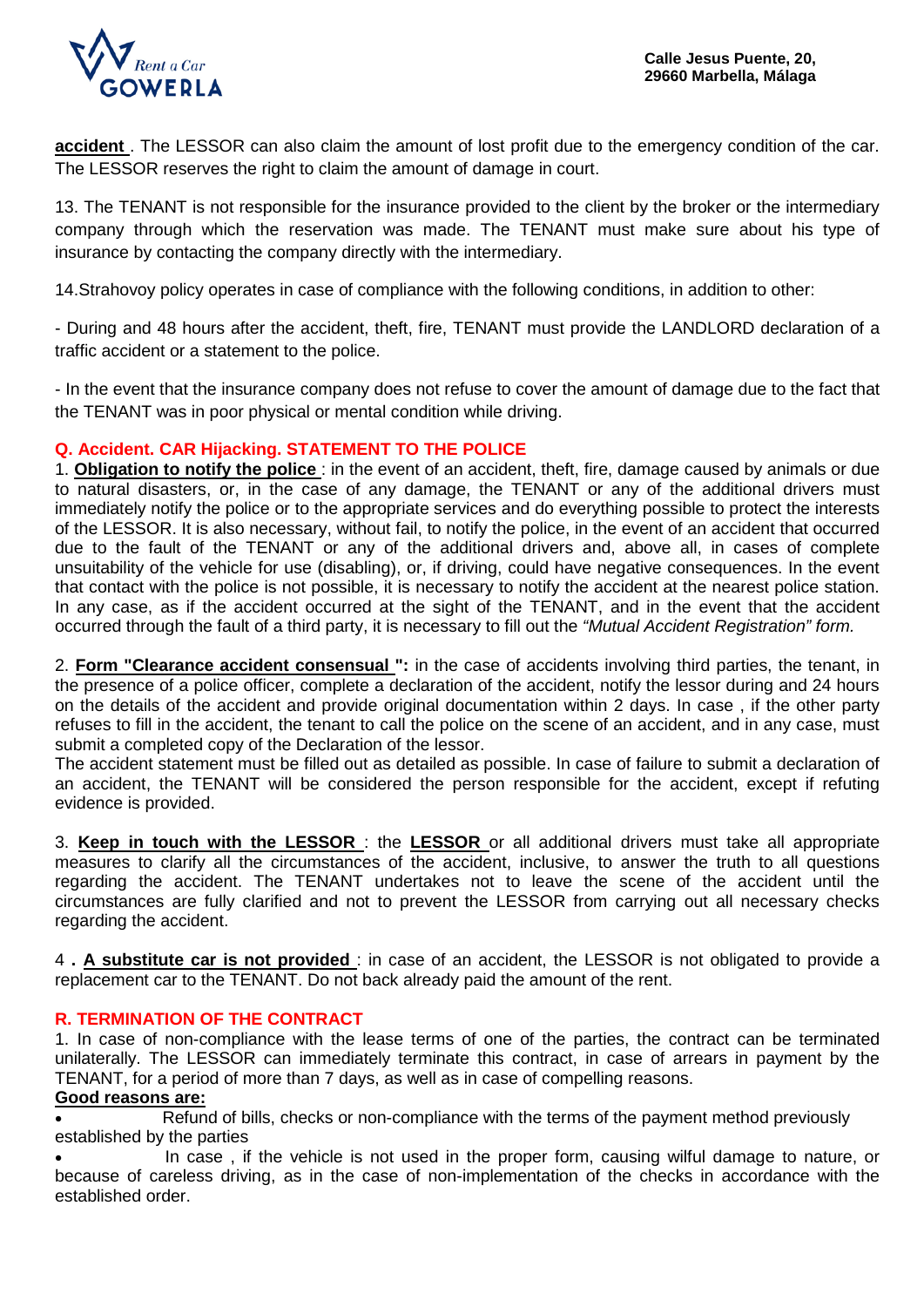**accident** . The LESSOR can also claim the amount of lost profit due to the emergency condition of the car. The LESSOR reserves the right to claim the amount of damage in court.

13. The TENANT is not responsible for the insurance provided to the client by the broker or the intermediary company through which the reservation was made. The TENANT must make sure about his type of insurance by contacting the company directly with the intermediary.

14.Strahovoy policy operates in case of compliance with the following conditions, in addition to other:

- During and 48 hours after the accident, theft, fire, TENANT must provide the LANDLORD declaration of a traffic accident or a statement to the police.

- In the event that the insurance company does not refuse to cover the amount of damage due to the fact that the TENANT was in poor physical or mental condition while driving.

## Q. Accident. CAR Hijacking. STATEMENT TO THE POLICE

1. **Obligation to notify the police** : in the event of an accident, theft, fire, damage caused by animals or due to natural disasters, or, in the case of any damage, the TENANT or any of the additional drivers must immediately notify the police or to the appropriate services and do everything possible to protect the interests of the LESSOR. It is also necessary, without fail, to notify the police, in the event of an accident that occurred due to the fault of the TENANT or any of the additional drivers and, above all, in cases of complete unsuitability of the vehicle for use (disabling), or, if driving, could have negative consequences. In the event that contact with the police is not possible, it is necessary to notify the accident at the nearest police station. In any case, as if the accident occurred at the sight of the TENANT, and in the event that the accident occurred through the fault of a third party, it is necessary to fill out the *"Mutual Accident Registration" form.*

2. **Form "Clearance accident consensual ":** in the case of accidents involving third parties, the tenant, in the presence of a police officer, complete a declaration of the accident, notify the lessor during and 24 hours on the details of the accident and provide original documentation within 2 days. In case , if the other party refuses to fill in the accident, the tenant to call the police on the scene of an accident, and in any case, must submit a completed copy of the Declaration of the lessor.
The accident statement must be filled out as detailed as possible. In case of failure to submit a declaration of an accident, the TENANT will be considered the person responsible for the accident, except if refuting evidence is provided.

3. **Keep in touch with the LESSOR** : the **LESSOR** or all additional drivers must take all appropriate measures to clarify all the circumstances of the accident, inclusive, to answer the truth to all questions regarding the accident. The TENANT undertakes not to leave the scene of the accident until the circumstances are fully clarified and not to prevent the LESSOR from carrying out all necessary checks regarding the accident.

4 **. A substitute car is not provided** : in case of an accident, the LESSOR is not obligated to provide a replacement car to the TENANT. Do not back already paid the amount of the rent.

## R. TERMINATION OF THE CONTRACT

1. In case of non-compliance with the lease terms of one of the parties, the contract can be terminated unilaterally. The LESSOR can immediately terminate this contract, in case of arrears in payment by the TENANT, for a period of more than 7 days, as well as in case of compelling reasons.

**Good reasons are:**

- Refund of bills, checks or non-compliance with the terms of the payment method previously established by the parties
- In case , if the vehicle is not used in the proper form, causing wilful damage to nature, or because of careless driving, as in the case of non-implementation of the checks in accordance with the established order.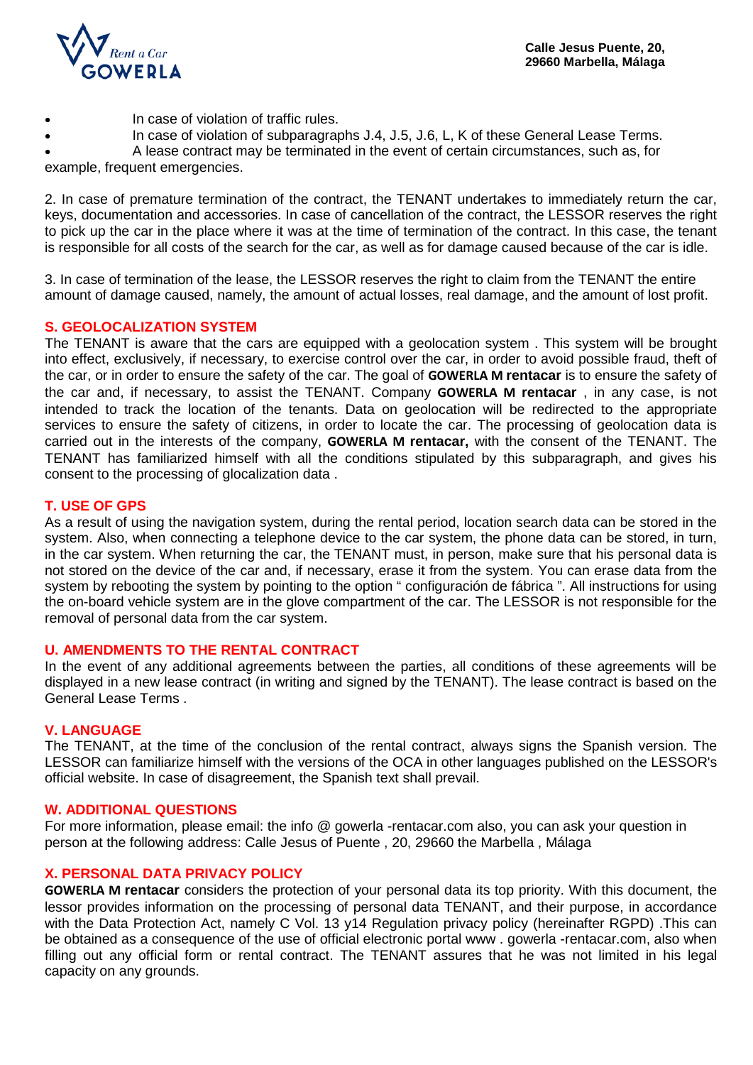- In case of violation of traffic rules.
- In case of violation of subparagraphs J.4, J.5, J.6, L, K of these General Lease Terms.
- A lease contract may be terminated in the event of certain circumstances, such as, for example, frequent emergencies.

2. In case of premature termination of the contract, the TENANT undertakes to immediately return the car, keys, documentation and accessories. In case of cancellation of the contract, the LESSOR reserves the right to pick up the car in the place where it was at the time of termination of the contract. In this case, the tenant is responsible for all costs of the search for the car, as well as for damage caused because of the car is idle.

3. In case of termination of the lease, the LESSOR reserves the right to claim from the TENANT the entire amount of damage caused, namely, the amount of actual losses, real damage, and the amount of lost profit.

## S. GEOLOCALIZATION SYSTEM

The TENANT is aware that the cars are equipped with a geolocation system . This system will be brought into effect, exclusively, if necessary, to exercise control over the car, in order to avoid possible fraud, theft of the car, or in order to ensure the safety of the car. The goal of **GOWERLA M rentacar** is to ensure the safety of the car and, if necessary, to assist the TENANT. Company **GOWERLA M rentacar** , in any case, is not intended to track the location of the tenants. Data on geolocation will be redirected to the appropriate services to ensure the safety of citizens, in order to locate the car. The processing of geolocation data is carried out in the interests of the company, **GOWERLA M rentacar,** with the consent of the TENANT. The TENANT has familiarized himself with all the conditions stipulated by this subparagraph, and gives his consent to the processing of glocalization data .

## T. USE OF GPS

As a result of using the navigation system, during the rental period, location search data can be stored in the system. Also, when connecting a telephone device to the car system, the phone data can be stored, in turn, in the car system. When returning the car, the TENANT must, in person, make sure that his personal data is not stored on the device of the car and, if necessary, erase it from the system. You can erase data from the system by rebooting the system by pointing to the option " configuración de fábrica ". All instructions for using the on-board vehicle system are in the glove compartment of the car. The LESSOR is not responsible for the removal of personal data from the car system.

## U. AMENDMENTS TO THE RENTAL CONTRACT

In the event of any additional agreements between the parties, all conditions of these agreements will be displayed in a new lease contract (in writing and signed by the TENANT). The lease contract is based on the General Lease Terms .

## V. LANGUAGE

The TENANT, at the time of the conclusion of the rental contract, always signs the Spanish version. The LESSOR can familiarize himself with the versions of the OCA in other languages published on the LESSOR's official website. In case of disagreement, the Spanish text shall prevail.

## W. ADDITIONAL QUESTIONS

For more information, please email: the info @ gowerla -rentacar.com also, you can ask your question in person at the following address: Calle Jesus of Puente , 20, 29660 the Marbella , Málaga

## X. PERSONAL DATA PRIVACY POLICY

**GOWERLA M rentacar** considers the protection of your personal data its top priority. With this document, the lessor provides information on the processing of personal data TENANT, and their purpose, in accordance with the Data Protection Act, namely C Vol. 13 y14 Regulation privacy policy (hereinafter RGPD) .This can be obtained as a consequence of the use of official electronic portal www . gowerla -rentacar.com, also when filling out any official form or rental contract. The TENANT assures that he was not limited in his legal capacity on any grounds.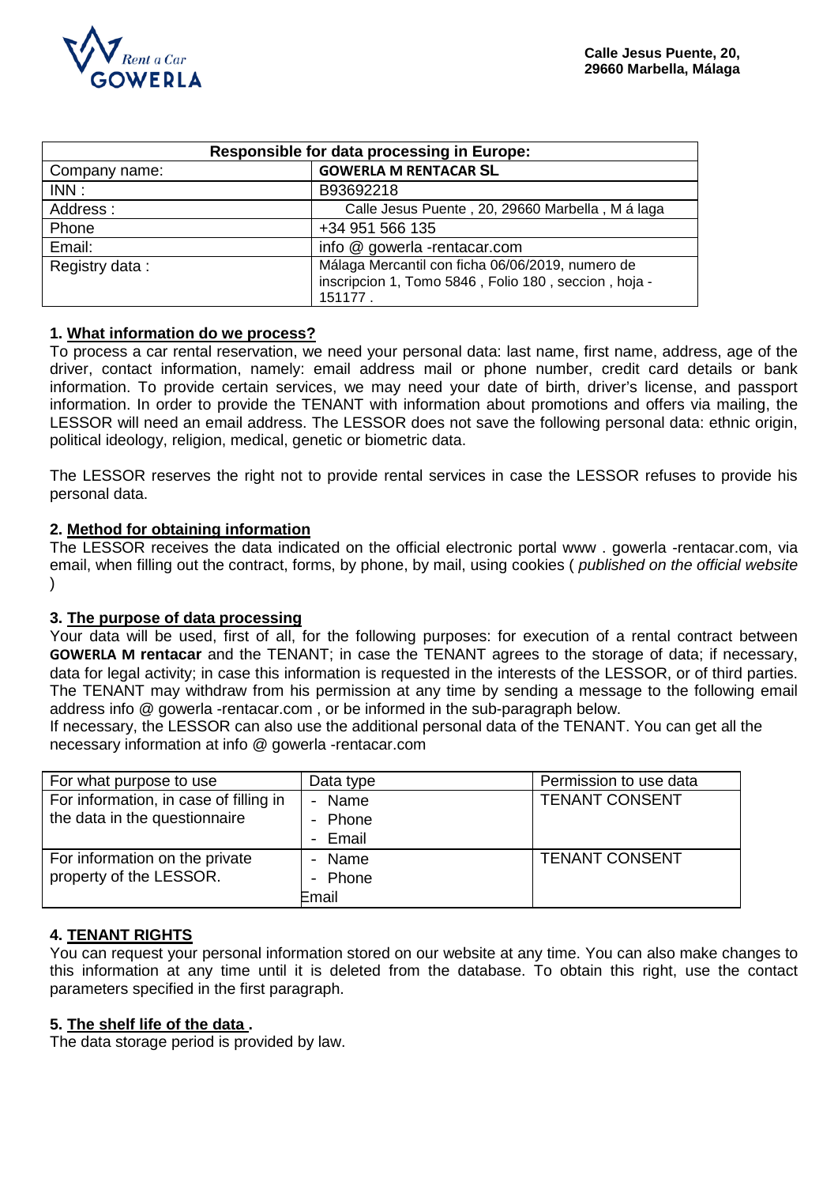Calle Jesus Puente, 20,
29660 Marbella, Málaga

| Responsible for data processing in Europe: | |
|---|---|
| Company name: | **GOWERLA M RENTACAR SL** |
| INN : | B93692218 |
| Address : | Calle Jesus Puente , 20, 29660 Marbella , M á laga |
| Phone | +34 951 566 135 |
| Email: | info @ gowerla -rentacar.com |
| Registry data : | Málaga Mercantil con ficha 06/06/2019, numero de inscripcion 1, Tomo 5846 , Folio 180 , seccion , hoja - 151177 . |

### 1. What information do we process?

To process a car rental reservation, we need your personal data: last name, first name, address, age of the driver, contact information, namely: email address mail or phone number, credit card details or bank information. To provide certain services, we may need your date of birth, driver's license, and passport information. In order to provide the TENANT with information about promotions and offers via mailing, the LESSOR will need an email address. The LESSOR does not save the following personal data: ethnic origin, political ideology, religion, medical, genetic or biometric data.

The LESSOR reserves the right not to provide rental services in case the LESSOR refuses to provide his personal data.

### 2. Method for obtaining information

The LESSOR receives the data indicated on the official electronic portal www . gowerla -rentacar.com, via email, when filling out the contract, forms, by phone, by mail, using cookies ( *published on the official website* )

### 3. The purpose of data processing

Your data will be used, first of all, for the following purposes: for execution of a rental contract between **GOWERLA M rentacar** and the TENANT; in case the TENANT agrees to the storage of data; if necessary, data for legal activity; in case this information is requested in the interests of the LESSOR, or of third parties. The TENANT may withdraw from his permission at any time by sending a message to the following email address info @ gowerla -rentacar.com , or be informed in the sub-paragraph below.
If necessary, the LESSOR can also use the additional personal data of the TENANT. You can get all the necessary information at info @ gowerla -rentacar.com

| For what purpose to use | Data type | Permission to use data |
|---|---|---|
| For information, in case of filling in the data in the questionnaire | - Name<br>- Phone<br>- Email | TENANT CONSENT |
| For information on the private property of the LESSOR. | - Name<br>- Phone<br>Email | TENANT CONSENT |

### 4. TENANT RIGHTS

You can request your personal information stored on our website at any time. You can also make changes to this information at any time until it is deleted from the database. To obtain this right, use the contact parameters specified in the first paragraph.

### 5. The shelf life of the data .

The data storage period is provided by law.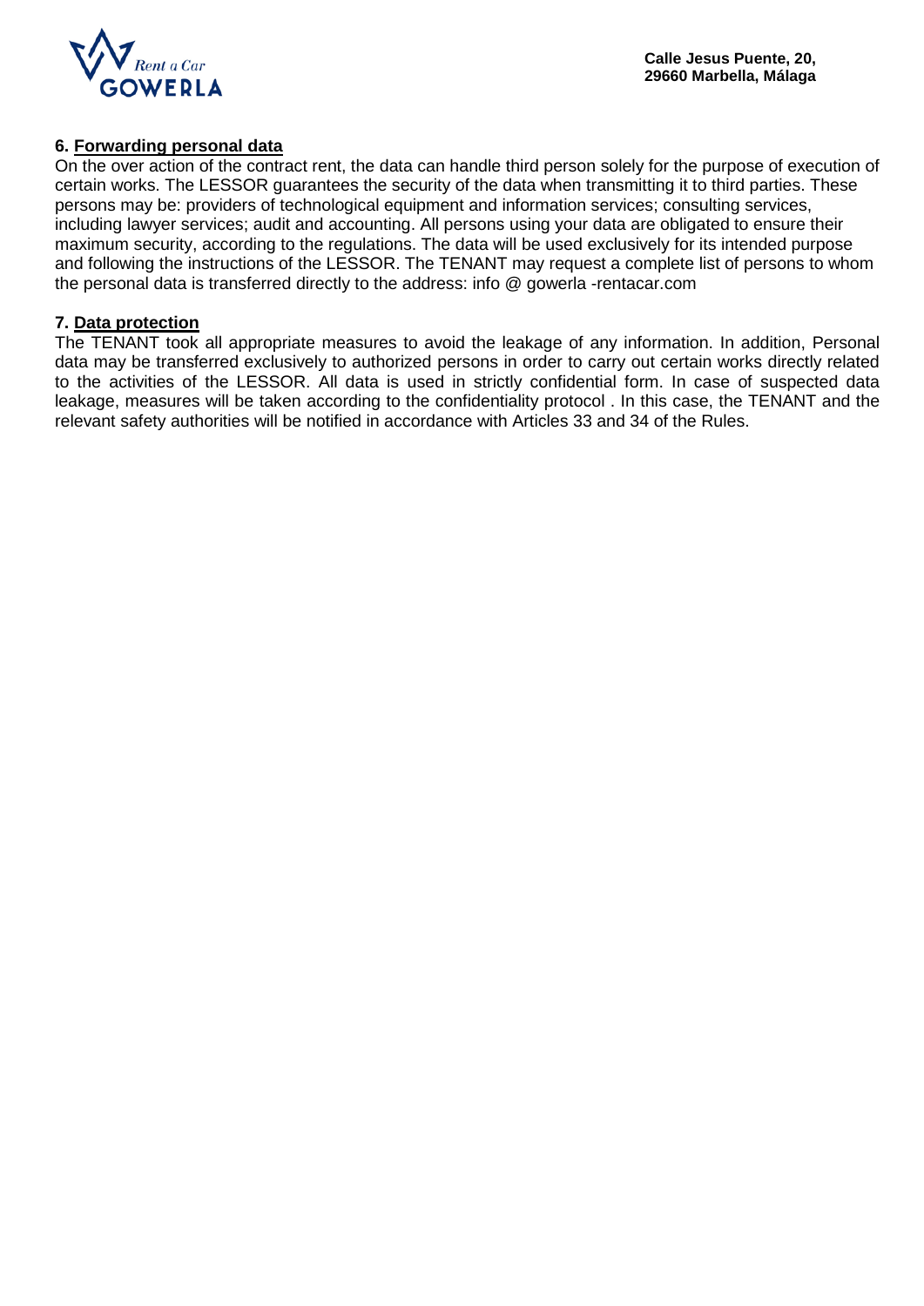### 6. Forwarding personal data

On the over action of the contract rent, the data can handle third person solely for the purpose of execution of certain works. The LESSOR guarantees the security of the data when transmitting it to third parties. These persons may be: providers of technological equipment and information services; consulting services, including lawyer services; audit and accounting. All persons using your data are obligated to ensure their maximum security, according to the regulations. The data will be used exclusively for its intended purpose and following the instructions of the LESSOR. The TENANT may request a complete list of persons to whom the personal data is transferred directly to the address: info @ gowerla -rentacar.com

### 7. Data protection

The TENANT took all appropriate measures to avoid the leakage of any information. In addition, Personal data may be transferred exclusively to authorized persons in order to carry out certain works directly related to the activities of the LESSOR. All data is used in strictly confidential form. In case of suspected data leakage, measures will be taken according to the confidentiality protocol . In this case, the TENANT and the relevant safety authorities will be notified in accordance with Articles 33 and 34 of the Rules.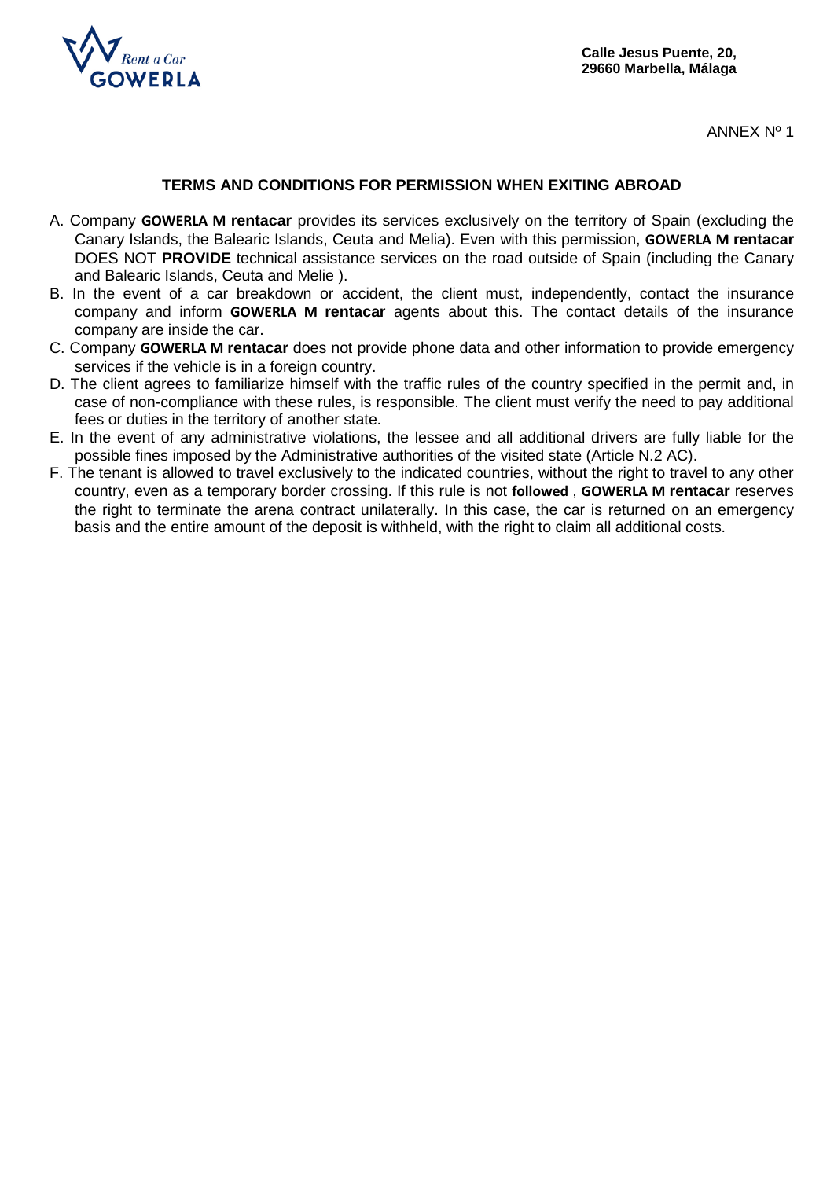Rent a Car
GOWERLA

**Calle Jesus Puente, 20,**
**29660 Marbella, Málaga**

ANNEX Nº 1

## TERMS AND CONDITIONS FOR PERMISSION WHEN EXITING ABROAD

A. Company **GOWERLA M rentacar** provides its services exclusively on the territory of Spain (excluding the Canary Islands, the Balearic Islands, Ceuta and Melia). Even with this permission, **GOWERLA M rentacar** DOES NOT **PROVIDE** technical assistance services on the road outside of Spain (including the Canary and Balearic Islands, Ceuta and Melie ).

B. In the event of a car breakdown or accident, the client must, independently, contact the insurance company and inform **GOWERLA M rentacar** agents about this. The contact details of the insurance company are inside the car.

C. Company **GOWERLA M rentacar** does not provide phone data and other information to provide emergency services if the vehicle is in a foreign country.

D. The client agrees to familiarize himself with the traffic rules of the country specified in the permit and, in case of non-compliance with these rules, is responsible. The client must verify the need to pay additional fees or duties in the territory of another state.

E. In the event of any administrative violations, the lessee and all additional drivers are fully liable for the possible fines imposed by the Administrative authorities of the visited state (Article N.2 AC).

F. The tenant is allowed to travel exclusively to the indicated countries, without the right to travel to any other country, even as a temporary border crossing. If this rule is not **followed** , **GOWERLA M rentacar** reserves the right to terminate the arena contract unilaterally. In this case, the car is returned on an emergency basis and the entire amount of the deposit is withheld, with the right to claim all additional costs.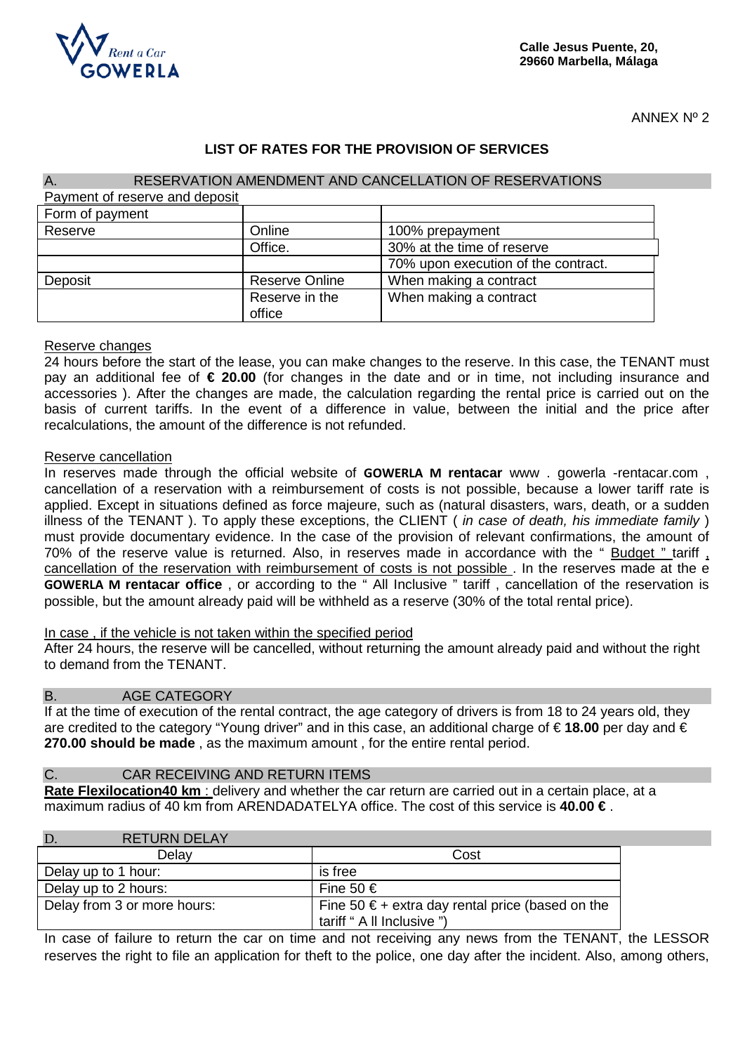Rent a Car GOWERLA

**Calle Jesus Puente, 20,**
**29660 Marbella, Málaga**

ANNEX Nº 2

## LIST OF RATES FOR THE PROVISION OF SERVICES

### A. RESERVATION AMENDMENT AND CANCELLATION OF RESERVATIONS

Payment of reserve and deposit

| Form of payment | | |
|---|---|---|
| Reserve | Online | 100% prepayment |
| | Office. | 30% at the time of reserve |
| | | 70% upon execution of the contract. |
| Deposit | Reserve Online | When making a contract |
| | Reserve in the office | When making a contract |

Reserve changes

24 hours before the start of the lease, you can make changes to the reserve. In this case, the TENANT must pay an additional fee of **€ 20.00** (for changes in the date and or in time, not including insurance and accessories ). After the changes are made, the calculation regarding the rental price is carried out on the basis of current tariffs. In the event of a difference in value, between the initial and the price after recalculations, the amount of the difference is not refunded.

Reserve cancellation

In reserves made through the official website of **GOWERLA M rentacar** www . gowerla -rentacar.com , cancellation of a reservation with a reimbursement of costs is not possible, because a lower tariff rate is applied. Except in situations defined as force majeure, such as (natural disasters, wars, death, or a sudden illness of the TENANT ). To apply these exceptions, the CLIENT ( *in case of death, his immediate family* ) must provide documentary evidence. In the case of the provision of relevant confirmations, the amount of 70% of the reserve value is returned. Also, in reserves made in accordance with the " Budget " tariff , cancellation of the reservation with reimbursement of costs is not possible . In the reserves made at the e **GOWERLA M rentacar office** , or according to the " All Inclusive " tariff , cancellation of the reservation is possible, but the amount already paid will be withheld as a reserve (30% of the total rental price).

In case , if the vehicle is not taken within the specified period

After 24 hours, the reserve will be cancelled, without returning the amount already paid and without the right to demand from the TENANT.

### B. AGE CATEGORY

If at the time of execution of the rental contract, the age category of drivers is from 18 to 24 years old, they are credited to the category "Young driver" and in this case, an additional charge of € **18.00** per day and € **270.00 should be made** , as the maximum amount , for the entire rental period.

### C. CAR RECEIVING AND RETURN ITEMS

**Rate Flexilocation40 km** : delivery and whether the car return are carried out in a certain place, at a maximum radius of 40 km from ARENDADATELYA office. The cost of this service is **40.00 €** .

### D. RETURN DELAY

| Delay | Cost |
|---|---|
| Delay up to 1 hour: | is free |
| Delay up to 2 hours: | Fine 50 € |
| Delay from 3 or more hours: | Fine 50 € + extra day rental price (based on the tariff " A ll Inclusive ") |

In case of failure to return the car on time and not receiving any news from the TENANT, the LESSOR reserves the right to file an application for theft to the police, one day after the incident. Also, among others,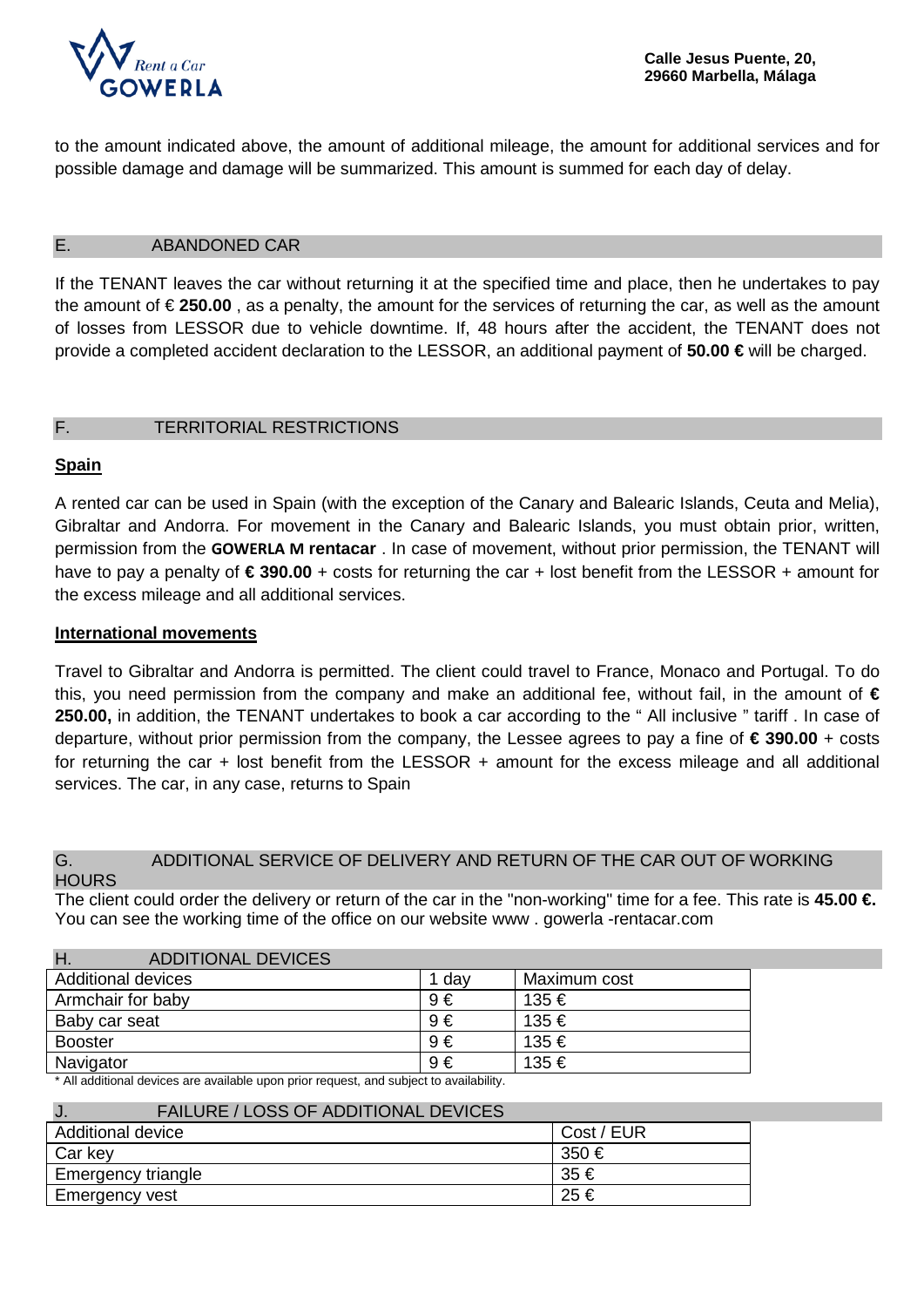to the amount indicated above, the amount of additional mileage, the amount for additional services and for possible damage and damage will be summarized. This amount is summed for each day of delay.

## E. ABANDONED CAR

If the TENANT leaves the car without returning it at the specified time and place, then he undertakes to pay the amount of € **250.00** , as a penalty, the amount for the services of returning the car, as well as the amount of losses from LESSOR due to vehicle downtime. If, 48 hours after the accident, the TENANT does not provide a completed accident declaration to the LESSOR, an additional payment of **50.00 €** will be charged.

## F. TERRITORIAL RESTRICTIONS

**Spain**

A rented car can be used in Spain (with the exception of the Canary and Balearic Islands, Ceuta and Melia), Gibraltar and Andorra. For movement in the Canary and Balearic Islands, you must obtain prior, written, permission from the **GOWERLA M rentacar** . In case of movement, without prior permission, the TENANT will have to pay a penalty of **€ 390.00** + costs for returning the car + lost benefit from the LESSOR + amount for the excess mileage and all additional services.

**International movements**

Travel to Gibraltar and Andorra is permitted. The client could travel to France, Monaco and Portugal. To do this, you need permission from the company and make an additional fee, without fail, in the amount of **€ 250.00,** in addition, the TENANT undertakes to book a car according to the " All inclusive " tariff . In case of departure, without prior permission from the company, the Lessee agrees to pay a fine of **€ 390.00** + costs for returning the car + lost benefit from the LESSOR + amount for the excess mileage and all additional services. The car, in any case, returns to Spain

## G. ADDITIONAL SERVICE OF DELIVERY AND RETURN OF THE CAR OUT OF WORKING HOURS

The client could order the delivery or return of the car in the "non-working" time for a fee. This rate is **45.00 €.** You can see the working time of the office on our website www . gowerla -rentacar.com

## H. ADDITIONAL DEVICES

| Additional devices | 1 day | Maximum cost |
|---|---|---|
| Armchair for baby | 9 € | 135 € |
| Baby car seat | 9 € | 135 € |
| Booster | 9 € | 135 € |
| Navigator | 9 € | 135 € |

* All additional devices are available upon prior request, and subject to availability.

## J. FAILURE / LOSS OF ADDITIONAL DEVICES

| Additional device | Cost / EUR |
|---|---|
| Car key | 350 € |
| Emergency triangle | 35 € |
| Emergency vest | 25 € |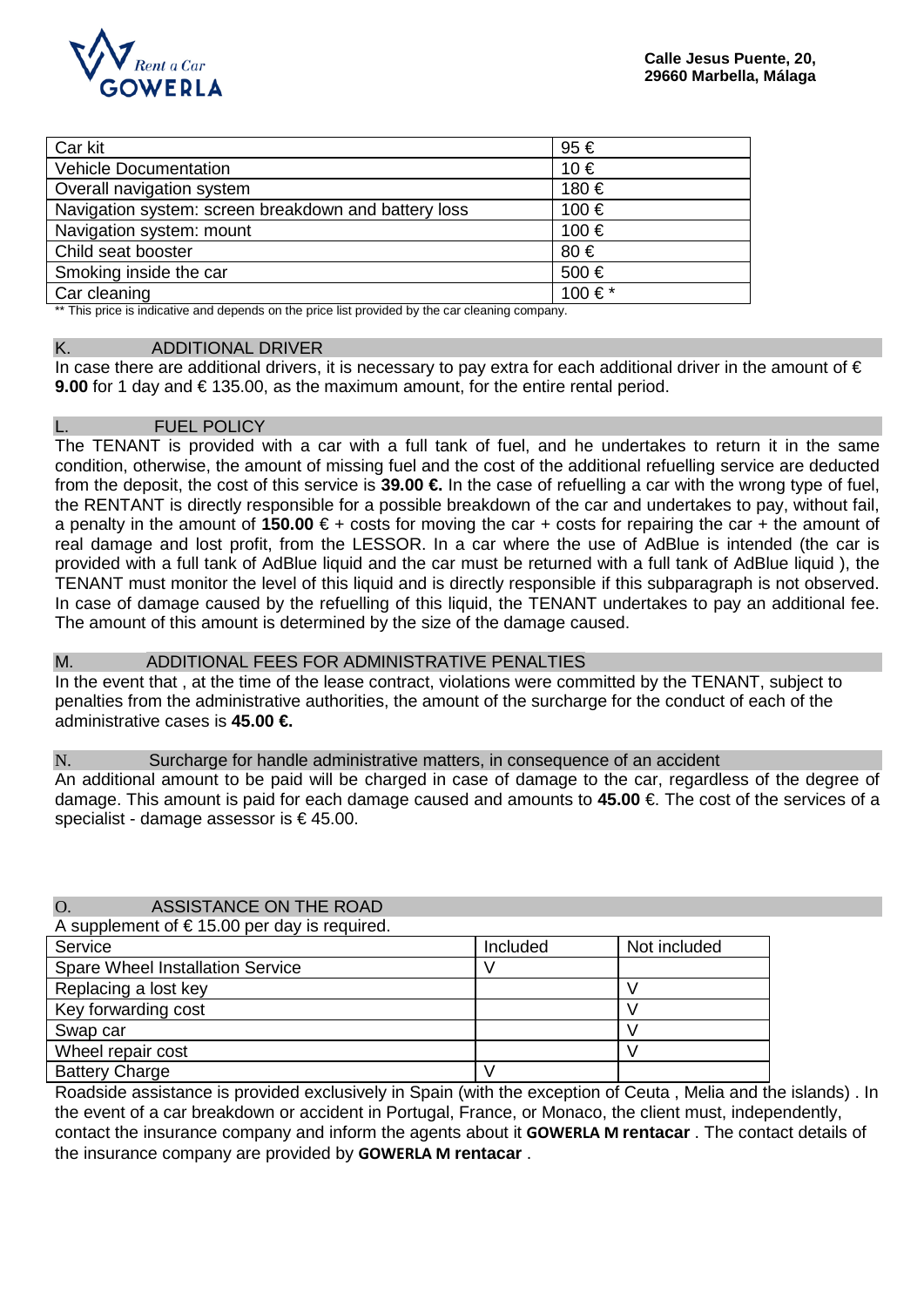Calle Jesus Puente, 20,
29660 Marbella, Málaga

| Car kit | 95 € |
|---|---|
| Vehicle Documentation | 10 € |
| Overall navigation system | 180 € |
| Navigation system: screen breakdown and battery loss | 100 € |
| Navigation system: mount | 100 € |
| Child seat booster | 80 € |
| Smoking inside the car | 500 € |
| Car cleaning | 100 € * |

** This price is indicative and depends on the price list provided by the car cleaning company.

## K. ADDITIONAL DRIVER

In case there are additional drivers, it is necessary to pay extra for each additional driver in the amount of € **9.00** for 1 day and € 135.00, as the maximum amount, for the entire rental period.

## L. FUEL POLICY

The TENANT is provided with a car with a full tank of fuel, and he undertakes to return it in the same condition, otherwise, the amount of missing fuel and the cost of the additional refuelling service are deducted from the deposit, the cost of this service is **39.00 €.** In the case of refuelling a car with the wrong type of fuel, the RENTANT is directly responsible for a possible breakdown of the car and undertakes to pay, without fail, a penalty in the amount of **150.00** € + costs for moving the car + costs for repairing the car + the amount of real damage and lost profit, from the LESSOR. In a car where the use of AdBlue is intended (the car is provided with a full tank of AdBlue liquid and the car must be returned with a full tank of AdBlue liquid ), the TENANT must monitor the level of this liquid and is directly responsible if this subparagraph is not observed. In case of damage caused by the refuelling of this liquid, the TENANT undertakes to pay an additional fee. The amount of this amount is determined by the size of the damage caused.

## M. ADDITIONAL FEES FOR ADMINISTRATIVE PENALTIES

In the event that , at the time of the lease contract, violations were committed by the TENANT, subject to penalties from the administrative authorities, the amount of the surcharge for the conduct of each of the administrative cases is **45.00 €.**

## N. Surcharge for handle administrative matters, in consequence of an accident

An additional amount to be paid will be charged in case of damage to the car, regardless of the degree of damage. This amount is paid for each damage caused and amounts to **45.00** €. The cost of the services of a specialist - damage assessor is € 45.00.

## O. ASSISTANCE ON THE ROAD

A supplement of € 15.00 per day is required.

| Service | Included | Not included |
|---|---|---|
| Spare Wheel Installation Service | V | |
| Replacing a lost key | | V |
| Key forwarding cost | | V |
| Swap car | | V |
| Wheel repair cost | | V |
| Battery Charge | V | |

Roadside assistance is provided exclusively in Spain (with the exception of Ceuta , Melia and the islands) . In the event of a car breakdown or accident in Portugal, France, or Monaco, the client must, independently, contact the insurance company and inform the agents about it **GOWERLA M rentacar** . The contact details of the insurance company are provided by **GOWERLA M rentacar** .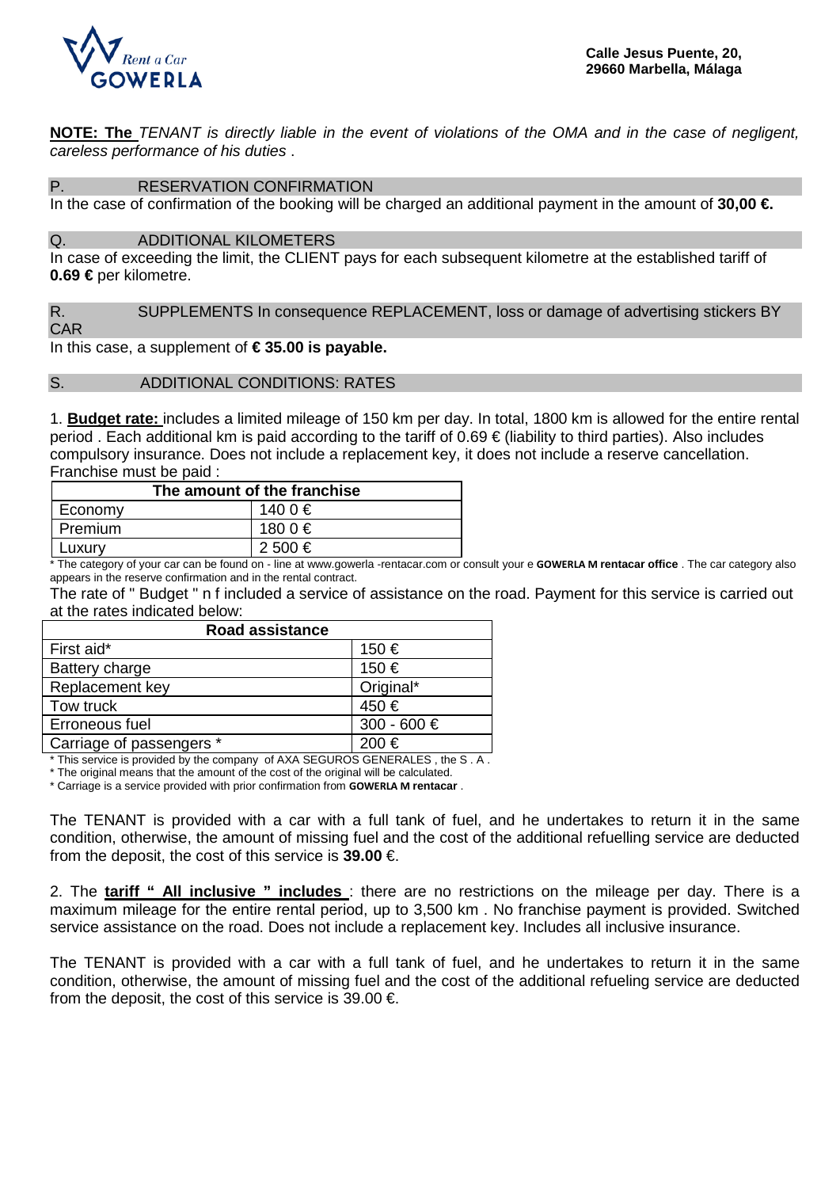Rent a Car GOWERLA

**Calle Jesus Puente, 20,**
**29660 Marbella, Málaga**

**NOTE: The** *TENANT is directly liable in the event of violations of the OMA and in the case of negligent, careless performance of his duties .*

## P. RESERVATION CONFIRMATION

In the case of confirmation of the booking will be charged an additional payment in the amount of **30,00 €.**

## Q. ADDITIONAL KILOMETERS

In case of exceeding the limit, the CLIENT pays for each subsequent kilometre at the established tariff of **0.69 €** per kilometre.

## R. SUPPLEMENTS In consequence REPLACEMENT, loss or damage of advertising stickers BY CAR

In this case, a supplement of **€ 35.00 is payable.**

## S. ADDITIONAL CONDITIONS: RATES

1. **Budget rate:** includes a limited mileage of 150 km per day. In total, 1800 km is allowed for the entire rental period . Each additional km is paid according to the tariff of 0.69 € (liability to third parties). Also includes compulsory insurance. Does not include a replacement key, it does not include a reserve cancellation. Franchise must be paid :

| The amount of the franchise | |
|---|---|
| Economy | 140 0 € |
| Premium | 180 0 € |
| Luxury | 2 500 € |

\* The category of your car can be found on - line at www.gowerla -rentacar.com or consult your e **GOWERLA M rentacar office** . The car category also appears in the reserve confirmation and in the rental contract.

The rate of " Budget " n f included a service of assistance on the road. Payment for this service is carried out at the rates indicated below:

| Road assistance | |
|---|---|
| First aid* | 150 € |
| Battery charge | 150 € |
| Replacement key | Original* |
| Tow truck | 450 € |
| Erroneous fuel | 300 - 600 € |
| Carriage of passengers * | 200 € |

\* This service is provided by the company of AXA SEGUROS GENERALES , the S . A .
\* The original means that the amount of the cost of the original will be calculated.
\* Carriage is a service provided with prior confirmation from **GOWERLA M rentacar** .

The TENANT is provided with a car with a full tank of fuel, and he undertakes to return it in the same condition, otherwise, the amount of missing fuel and the cost of the additional refuelling service are deducted from the deposit, the cost of this service is **39.00** €.

2. The **tariff " All inclusive " includes** : there are no restrictions on the mileage per day. There is a maximum mileage for the entire rental period, up to 3,500 km . No franchise payment is provided. Switched service assistance on the road. Does not include a replacement key. Includes all inclusive insurance.

The TENANT is provided with a car with a full tank of fuel, and he undertakes to return it in the same condition, otherwise, the amount of missing fuel and the cost of the additional refueling service are deducted from the deposit, the cost of this service is 39.00 €.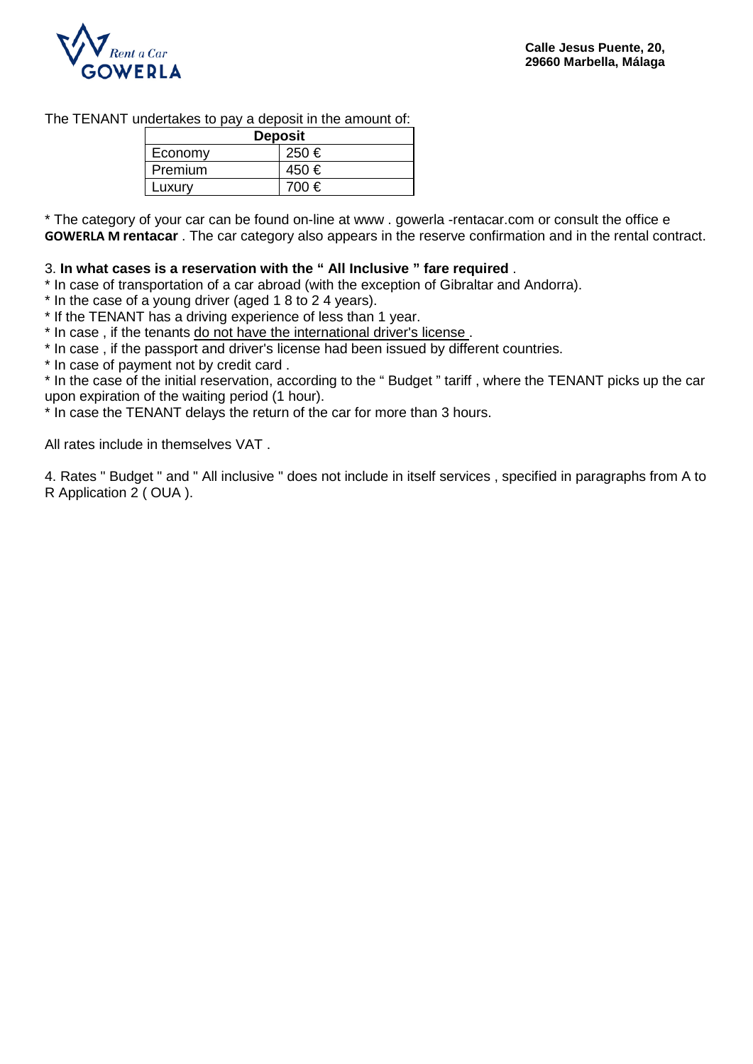The TENANT undertakes to pay a deposit in the amount of:

| Deposit | |
|---|---|
| Economy | 250 € |
| Premium | 450 € |
| Luxury | 700 € |

* The category of your car can be found on-line at www . gowerla -rentacar.com or consult the office e **GOWERLA M rentacar** . The car category also appears in the reserve confirmation and in the rental contract.

3. **In what cases is a reservation with the " All Inclusive " fare required** .
* In case of transportation of a car abroad (with the exception of Gibraltar and Andorra).
* In the case of a young driver (aged 1 8 to 2 4 years).
* If the TENANT has a driving experience of less than 1 year.
* In case , if the tenants do not have the international driver's license .
* In case , if the passport and driver's license had been issued by different countries.
* In case of payment not by credit card .
* In the case of the initial reservation, according to the " Budget " tariff , where the TENANT picks up the car upon expiration of the waiting period (1 hour).
* In case the TENANT delays the return of the car for more than 3 hours.

All rates include in themselves VAT .

4. Rates " Budget " and " All inclusive " does not include in itself services , specified in paragraphs from A to R Application 2 ( OUA ).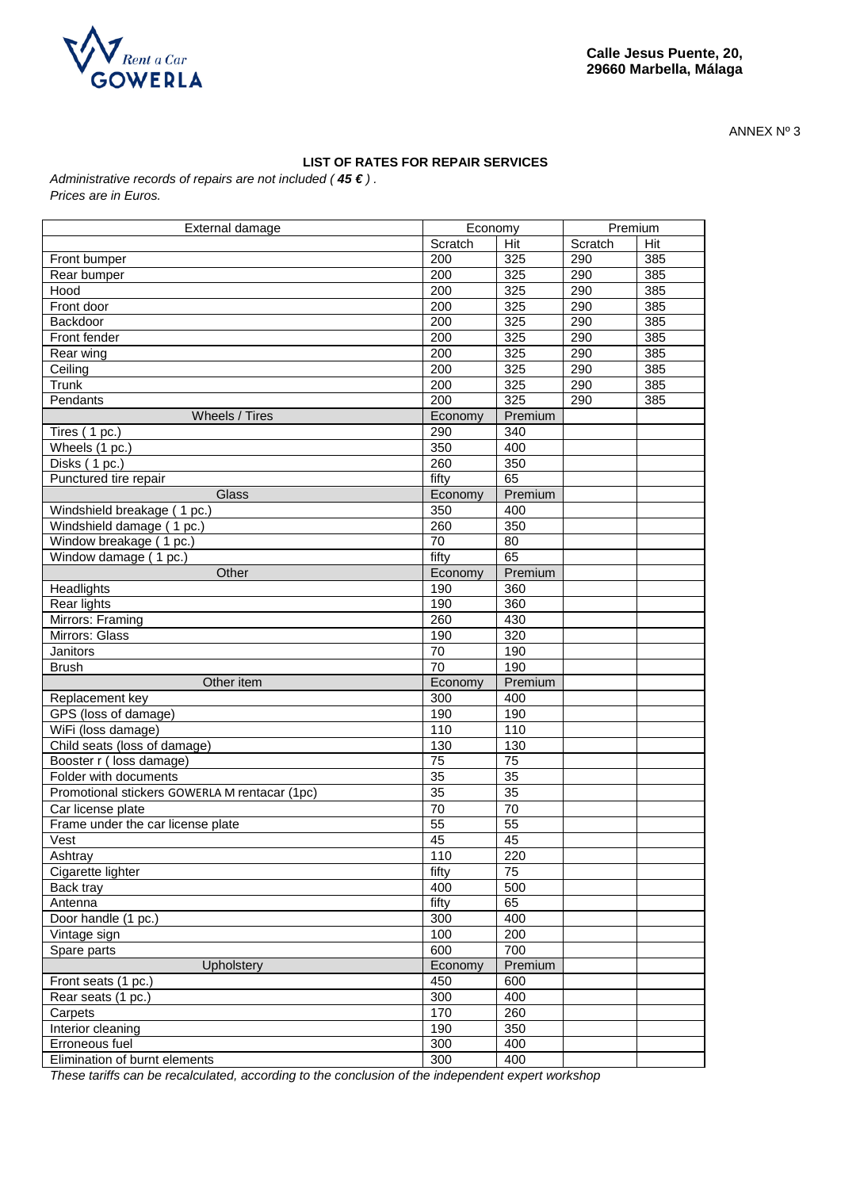Rent a Car
GOWERLA

**Calle Jesus Puente, 20,**
**29660 Marbella, Málaga**

ANNEX Nº 3

### LIST OF RATES FOR REPAIR SERVICES

*Administrative records of repairs are not included ( **45 €** ) .*
*Prices are in Euros.*

| External damage | Economy | | Premium | |
|---|---|---|---|---|
| | Scratch | Hit | Scratch | Hit |
| Front bumper | 200 | 325 | 290 | 385 |
| Rear bumper | 200 | 325 | 290 | 385 |
| Hood | 200 | 325 | 290 | 385 |
| Front door | 200 | 325 | 290 | 385 |
| Backdoor | 200 | 325 | 290 | 385 |
| Front fender | 200 | 325 | 290 | 385 |
| Rear wing | 200 | 325 | 290 | 385 |
| Ceiling | 200 | 325 | 290 | 385 |
| Trunk | 200 | 325 | 290 | 385 |
| Pendants | 200 | 325 | 290 | 385 |
| Wheels / Tires | Economy | Premium | | |
| Tires ( 1 pc.) | 290 | 340 | | |
| Wheels (1 pc.) | 350 | 400 | | |
| Disks ( 1 pc.) | 260 | 350 | | |
| Punctured tire repair | fifty | 65 | | |
| Glass | Economy | Premium | | |
| Windshield breakage ( 1 pc.) | 350 | 400 | | |
| Windshield damage ( 1 pc.) | 260 | 350 | | |
| Window breakage ( 1 pc.) | 70 | 80 | | |
| Window damage ( 1 pc.) | fifty | 65 | | |
| Other | Economy | Premium | | |
| Headlights | 190 | 360 | | |
| Rear lights | 190 | 360 | | |
| Mirrors: Framing | 260 | 430 | | |
| Mirrors: Glass | 190 | 320 | | |
| Janitors | 70 | 190 | | |
| Brush | 70 | 190 | | |
| Other item | Economy | Premium | | |
| Replacement key | 300 | 400 | | |
| GPS (loss of damage) | 190 | 190 | | |
| WiFi (loss damage) | 110 | 110 | | |
| Child seats (loss of damage) | 130 | 130 | | |
| Booster r ( loss damage) | 75 | 75 | | |
| Folder with documents | 35 | 35 | | |
| Promotional stickers GOWERLA M rentacar (1pc) | 35 | 35 | | |
| Car license plate | 70 | 70 | | |
| Frame under the car license plate | 55 | 55 | | |
| Vest | 45 | 45 | | |
| Ashtray | 110 | 220 | | |
| Cigarette lighter | fifty | 75 | | |
| Back tray | 400 | 500 | | |
| Antenna | fifty | 65 | | |
| Door handle (1 pc.) | 300 | 400 | | |
| Vintage sign | 100 | 200 | | |
| Spare parts | 600 | 700 | | |
| Upholstery | Economy | Premium | | |
| Front seats (1 pc.) | 450 | 600 | | |
| Rear seats (1 pc.) | 300 | 400 | | |
| Carpets | 170 | 260 | | |
| Interior cleaning | 190 | 350 | | |
| Erroneous fuel | 300 | 400 | | |
| Elimination of burnt elements | 300 | 400 | | |

*These tariffs can be recalculated, according to the conclusion of the independent expert workshop*